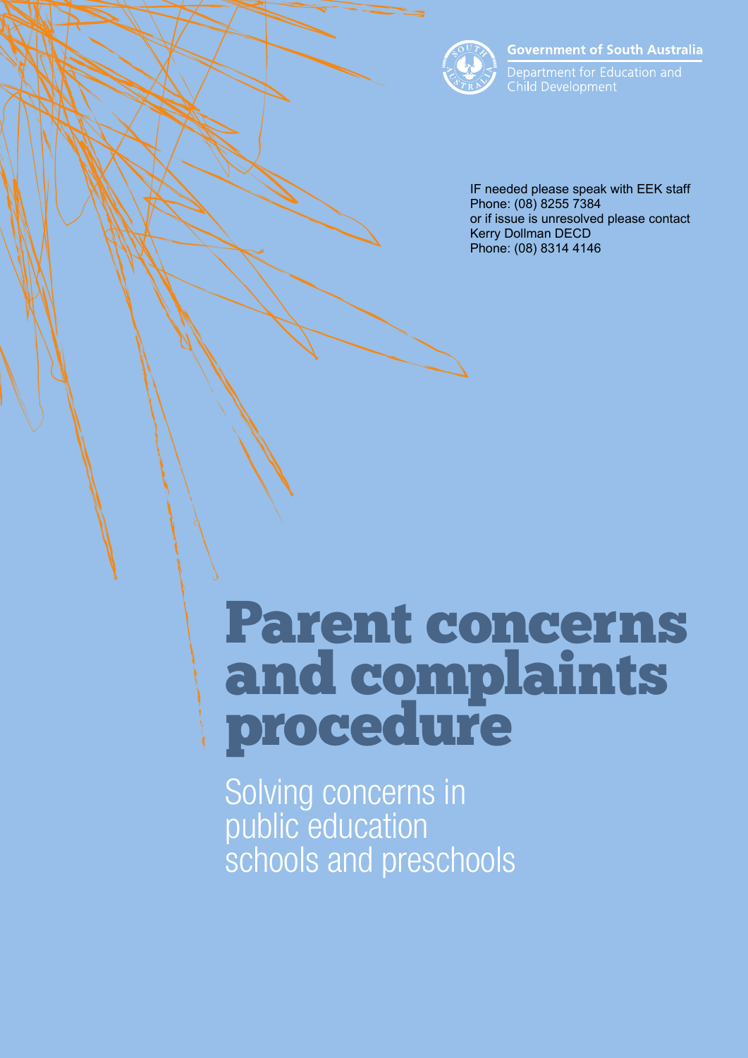Government of South Australia

Department for Education and Child Development

IF needed please speak with EEK staff
Phone: (08) 8255 7384
or if issue is unresolved please contact
Kerry Dollman DECD
Phone: (08) 8314 4146

# Parent concerns and complaints procedure

## Solving concerns in public education schools and preschools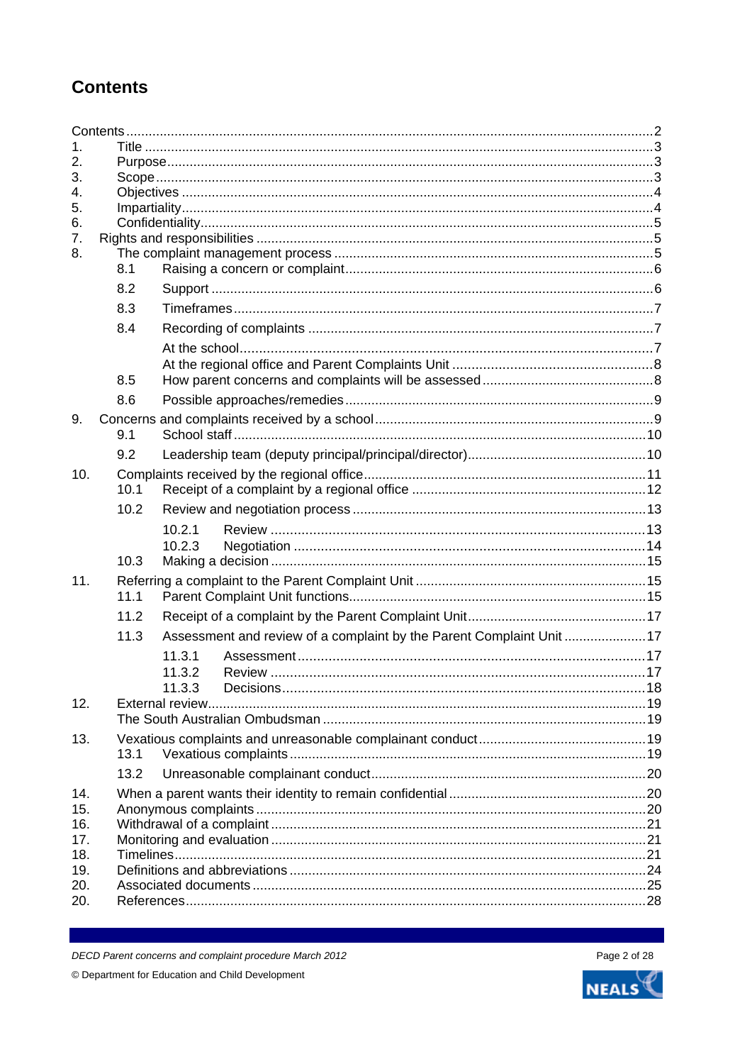## Contents

Contents ........ 2

1. Title ........ 3
2. Purpose ........ 3
3. Scope ........ 3
4. Objectives ........ 4
5. Impartiality ........ 4
6. Confidentiality ........ 5
7. Rights and responsibilities ........ 5
8. The complaint management process ........ 5
   - 8.1 Raising a concern or complaint ........ 6
   - 8.2 Support ........ 6
   - 8.3 Timeframes ........ 7
   - 8.4 Recording of complaints ........ 7
     - At the school ........ 7
     - At the regional office and Parent Complaints Unit ........ 8
   - 8.5 How parent concerns and complaints will be assessed ........ 8
   - 8.6 Possible approaches/remedies ........ 9
9. Concerns and complaints received by a school ........ 9
   - 9.1 School staff ........ 10
   - 9.2 Leadership team (deputy principal/principal/director) ........ 10
10. Complaints received by the regional office ........ 11
    - 10.1 Receipt of a complaint by a regional office ........ 12
    - 10.2 Review and negotiation process ........ 13
      - 10.2.1 Review ........ 13
      - 10.2.3 Negotiation ........ 14
    - 10.3 Making a decision ........ 15
11. Referring a complaint to the Parent Complaint Unit ........ 15
    - 11.1 Parent Complaint Unit functions ........ 15
    - 11.2 Receipt of a complaint by the Parent Complaint Unit ........ 17
    - 11.3 Assessment and review of a complaint by the Parent Complaint Unit ........ 17
      - 11.3.1 Assessment ........ 17
      - 11.3.2 Review ........ 17
      - 11.3.3 Decisions ........ 18
12. External review ........ 19
    - The South Australian Ombudsman ........ 19
13. Vexatious complaints and unreasonable complainant conduct ........ 19
    - 13.1 Vexatious complaints ........ 19
    - 13.2 Unreasonable complainant conduct ........ 20
14. When a parent wants their identity to remain confidential ........ 20
15. Anonymous complaints ........ 20
16. Withdrawal of a complaint ........ 21
17. Monitoring and evaluation ........ 21
18. Timelines ........ 21
19. Definitions and abbreviations ........ 24
20. Associated documents ........ 25
20. References ........ 28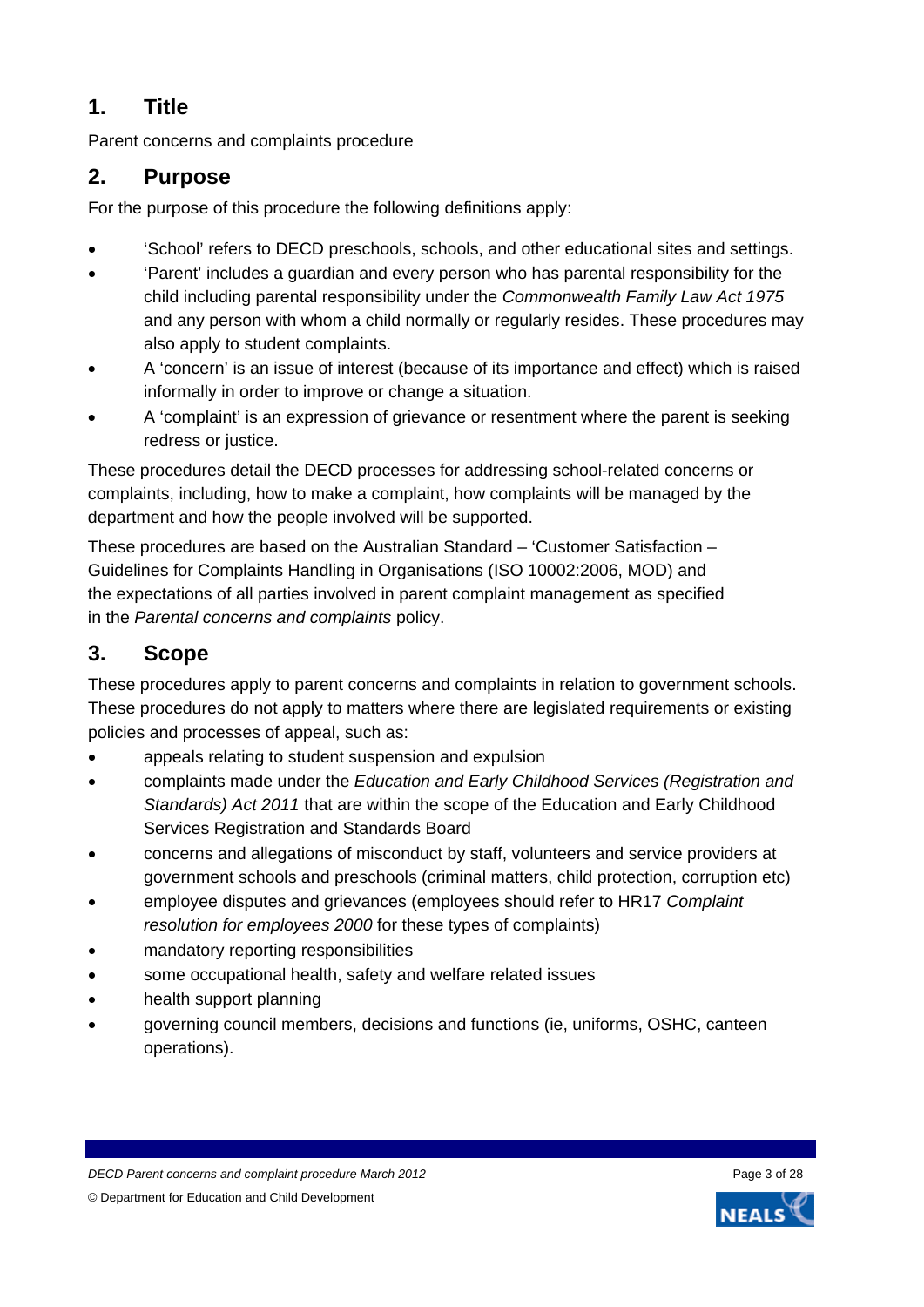## 1. Title

Parent concerns and complaints procedure

## 2. Purpose

For the purpose of this procedure the following definitions apply:

- 'School' refers to DECD preschools, schools, and other educational sites and settings.
- 'Parent' includes a guardian and every person who has parental responsibility for the child including parental responsibility under the *Commonwealth Family Law Act 1975* and any person with whom a child normally or regularly resides. These procedures may also apply to student complaints.
- A 'concern' is an issue of interest (because of its importance and effect) which is raised informally in order to improve or change a situation.
- A 'complaint' is an expression of grievance or resentment where the parent is seeking redress or justice.

These procedures detail the DECD processes for addressing school-related concerns or complaints, including, how to make a complaint, how complaints will be managed by the department and how the people involved will be supported.

These procedures are based on the Australian Standard – 'Customer Satisfaction – Guidelines for Complaints Handling in Organisations (ISO 10002:2006, MOD) and the expectations of all parties involved in parent complaint management as specified in the *Parental concerns and complaints* policy.

## 3. Scope

These procedures apply to parent concerns and complaints in relation to government schools. These procedures do not apply to matters where there are legislated requirements or existing policies and processes of appeal, such as:

- appeals relating to student suspension and expulsion
- complaints made under the *Education and Early Childhood Services (Registration and Standards) Act 2011* that are within the scope of the Education and Early Childhood Services Registration and Standards Board
- concerns and allegations of misconduct by staff, volunteers and service providers at government schools and preschools (criminal matters, child protection, corruption etc)
- employee disputes and grievances (employees should refer to HR17 *Complaint resolution for employees 2000* for these types of complaints)
- mandatory reporting responsibilities
- some occupational health, safety and welfare related issues
- health support planning
- governing council members, decisions and functions (ie, uniforms, OSHC, canteen operations).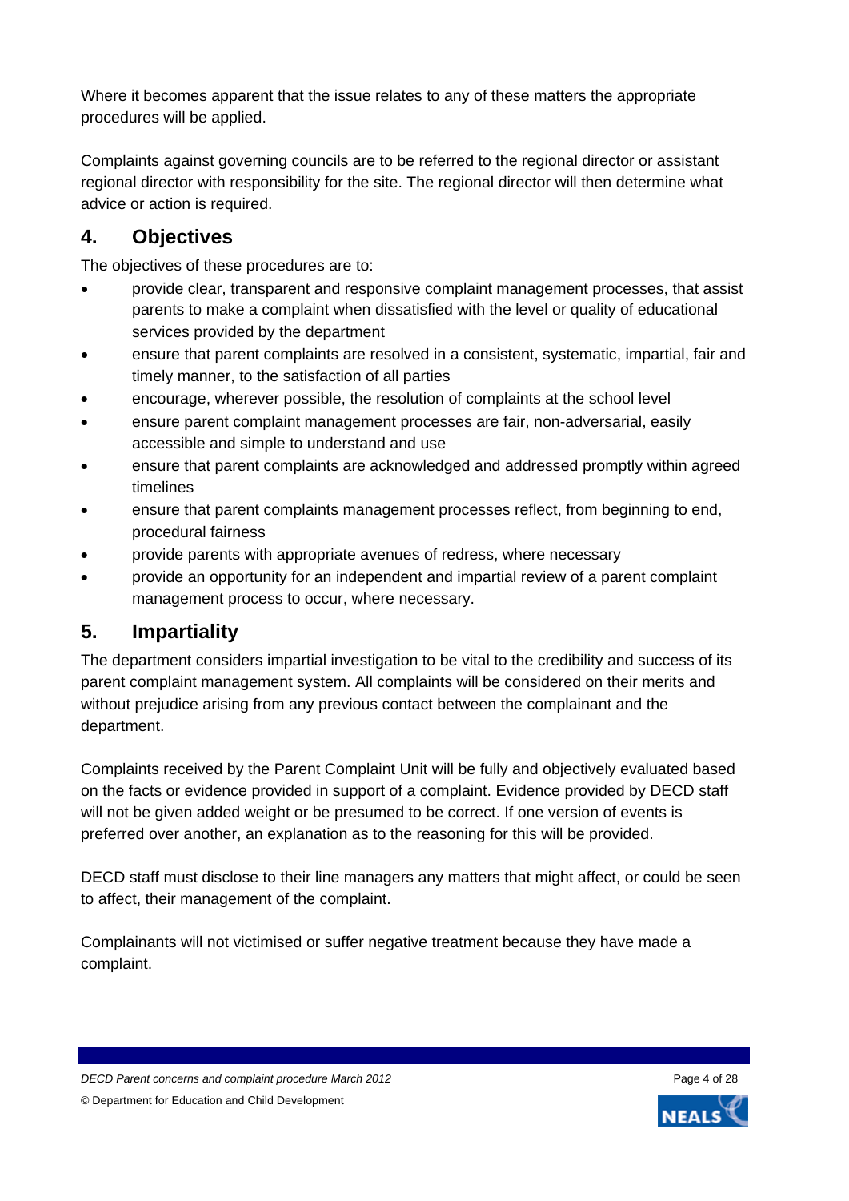Where it becomes apparent that the issue relates to any of these matters the appropriate procedures will be applied.

Complaints against governing councils are to be referred to the regional director or assistant regional director with responsibility for the site. The regional director will then determine what advice or action is required.

## 4. Objectives

The objectives of these procedures are to:

- provide clear, transparent and responsive complaint management processes, that assist parents to make a complaint when dissatisfied with the level or quality of educational services provided by the department
- ensure that parent complaints are resolved in a consistent, systematic, impartial, fair and timely manner, to the satisfaction of all parties
- encourage, wherever possible, the resolution of complaints at the school level
- ensure parent complaint management processes are fair, non-adversarial, easily accessible and simple to understand and use
- ensure that parent complaints are acknowledged and addressed promptly within agreed timelines
- ensure that parent complaints management processes reflect, from beginning to end, procedural fairness
- provide parents with appropriate avenues of redress, where necessary
- provide an opportunity for an independent and impartial review of a parent complaint management process to occur, where necessary.

## 5. Impartiality

The department considers impartial investigation to be vital to the credibility and success of its parent complaint management system. All complaints will be considered on their merits and without prejudice arising from any previous contact between the complainant and the department.

Complaints received by the Parent Complaint Unit will be fully and objectively evaluated based on the facts or evidence provided in support of a complaint. Evidence provided by DECD staff will not be given added weight or be presumed to be correct. If one version of events is preferred over another, an explanation as to the reasoning for this will be provided.

DECD staff must disclose to their line managers any matters that might affect, or could be seen to affect, their management of the complaint.

Complainants will not victimised or suffer negative treatment because they have made a complaint.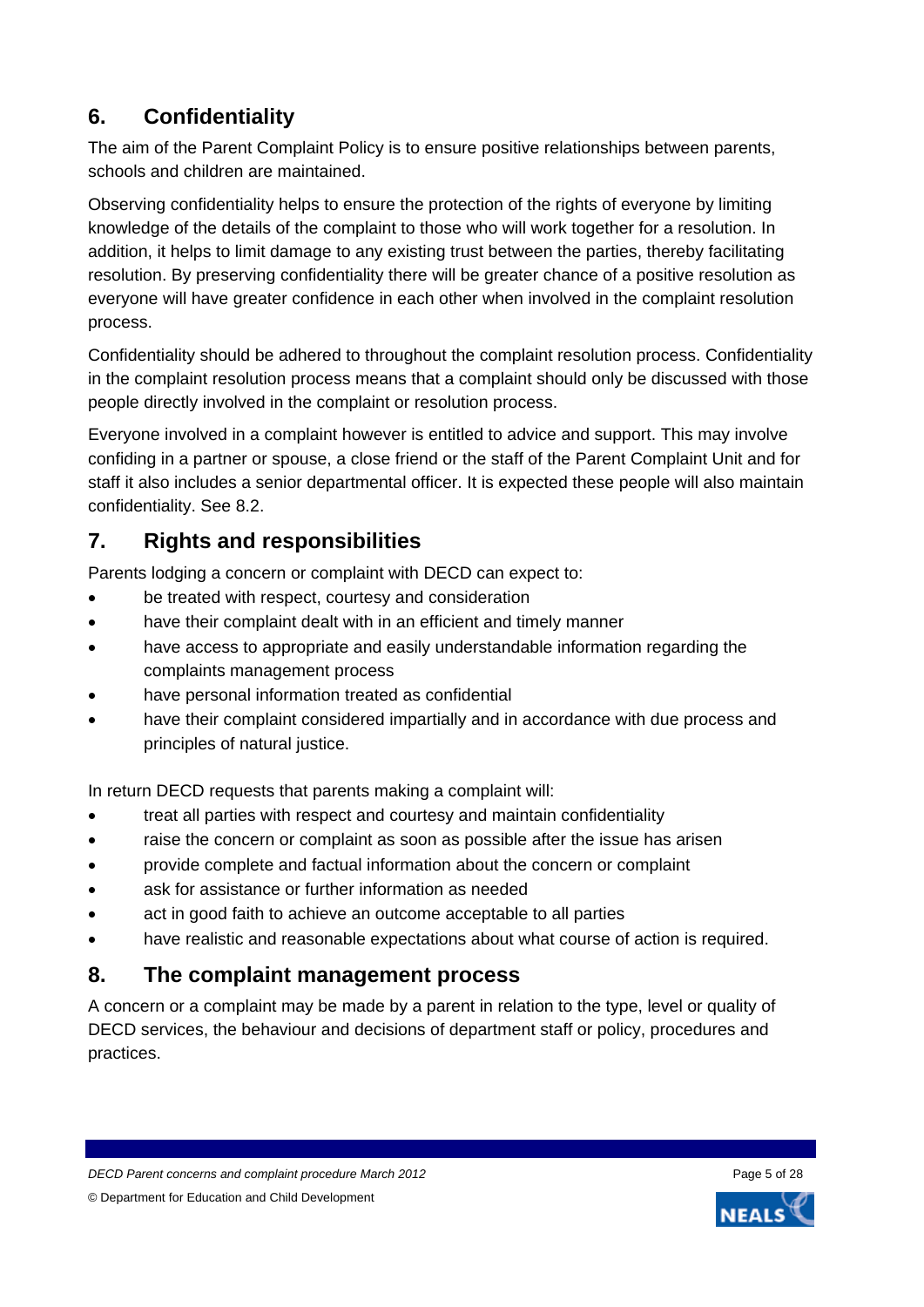## 6. Confidentiality

The aim of the Parent Complaint Policy is to ensure positive relationships between parents, schools and children are maintained.

Observing confidentiality helps to ensure the protection of the rights of everyone by limiting knowledge of the details of the complaint to those who will work together for a resolution. In addition, it helps to limit damage to any existing trust between the parties, thereby facilitating resolution. By preserving confidentiality there will be greater chance of a positive resolution as everyone will have greater confidence in each other when involved in the complaint resolution process.

Confidentiality should be adhered to throughout the complaint resolution process. Confidentiality in the complaint resolution process means that a complaint should only be discussed with those people directly involved in the complaint or resolution process.

Everyone involved in a complaint however is entitled to advice and support. This may involve confiding in a partner or spouse, a close friend or the staff of the Parent Complaint Unit and for staff it also includes a senior departmental officer. It is expected these people will also maintain confidentiality. See 8.2.

## 7. Rights and responsibilities

Parents lodging a concern or complaint with DECD can expect to:

- be treated with respect, courtesy and consideration
- have their complaint dealt with in an efficient and timely manner
- have access to appropriate and easily understandable information regarding the complaints management process
- have personal information treated as confidential
- have their complaint considered impartially and in accordance with due process and principles of natural justice.

In return DECD requests that parents making a complaint will:

- treat all parties with respect and courtesy and maintain confidentiality
- raise the concern or complaint as soon as possible after the issue has arisen
- provide complete and factual information about the concern or complaint
- ask for assistance or further information as needed
- act in good faith to achieve an outcome acceptable to all parties
- have realistic and reasonable expectations about what course of action is required.

## 8. The complaint management process

A concern or a complaint may be made by a parent in relation to the type, level or quality of DECD services, the behaviour and decisions of department staff or policy, procedures and practices.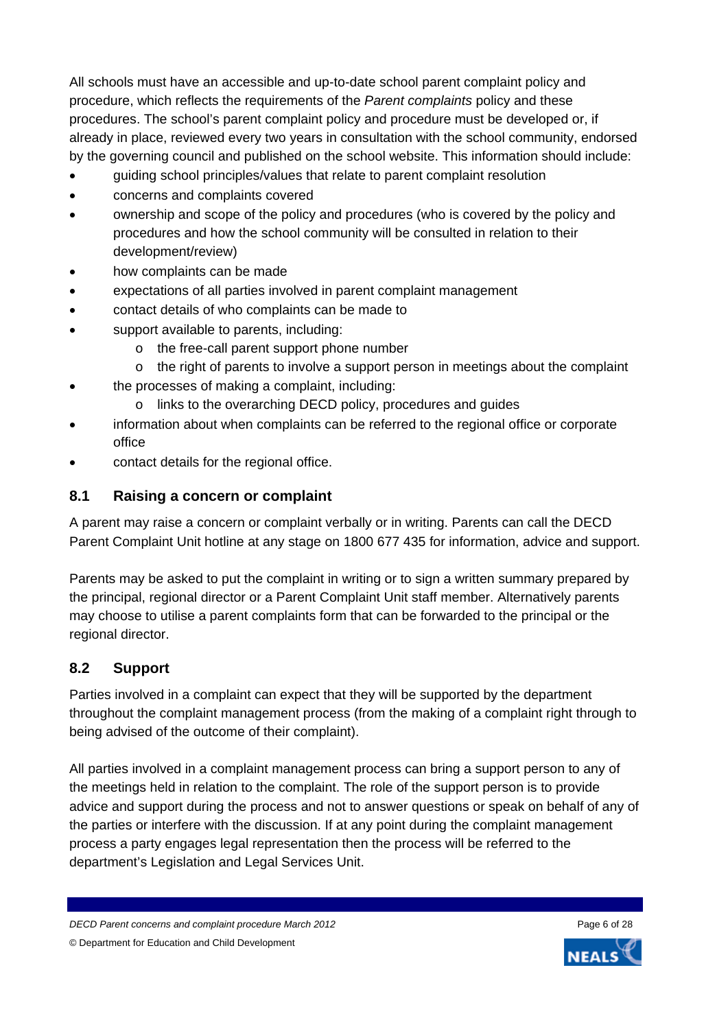All schools must have an accessible and up-to-date school parent complaint policy and procedure, which reflects the requirements of the *Parent complaints* policy and these procedures. The school's parent complaint policy and procedure must be developed or, if already in place, reviewed every two years in consultation with the school community, endorsed by the governing council and published on the school website. This information should include:

- guiding school principles/values that relate to parent complaint resolution
- concerns and complaints covered
- ownership and scope of the policy and procedures (who is covered by the policy and procedures and how the school community will be consulted in relation to their development/review)
- how complaints can be made
- expectations of all parties involved in parent complaint management
- contact details of who complaints can be made to
- support available to parents, including:
  - the free-call parent support phone number
  - the right of parents to involve a support person in meetings about the complaint
- the processes of making a complaint, including:
  - links to the overarching DECD policy, procedures and guides
- information about when complaints can be referred to the regional office or corporate office
- contact details for the regional office.

## 8.1 Raising a concern or complaint

A parent may raise a concern or complaint verbally or in writing. Parents can call the DECD Parent Complaint Unit hotline at any stage on 1800 677 435 for information, advice and support.

Parents may be asked to put the complaint in writing or to sign a written summary prepared by the principal, regional director or a Parent Complaint Unit staff member. Alternatively parents may choose to utilise a parent complaints form that can be forwarded to the principal or the regional director.

## 8.2 Support

Parties involved in a complaint can expect that they will be supported by the department throughout the complaint management process (from the making of a complaint right through to being advised of the outcome of their complaint).

All parties involved in a complaint management process can bring a support person to any of the meetings held in relation to the complaint. The role of the support person is to provide advice and support during the process and not to answer questions or speak on behalf of any of the parties or interfere with the discussion. If at any point during the complaint management process a party engages legal representation then the process will be referred to the department's Legislation and Legal Services Unit.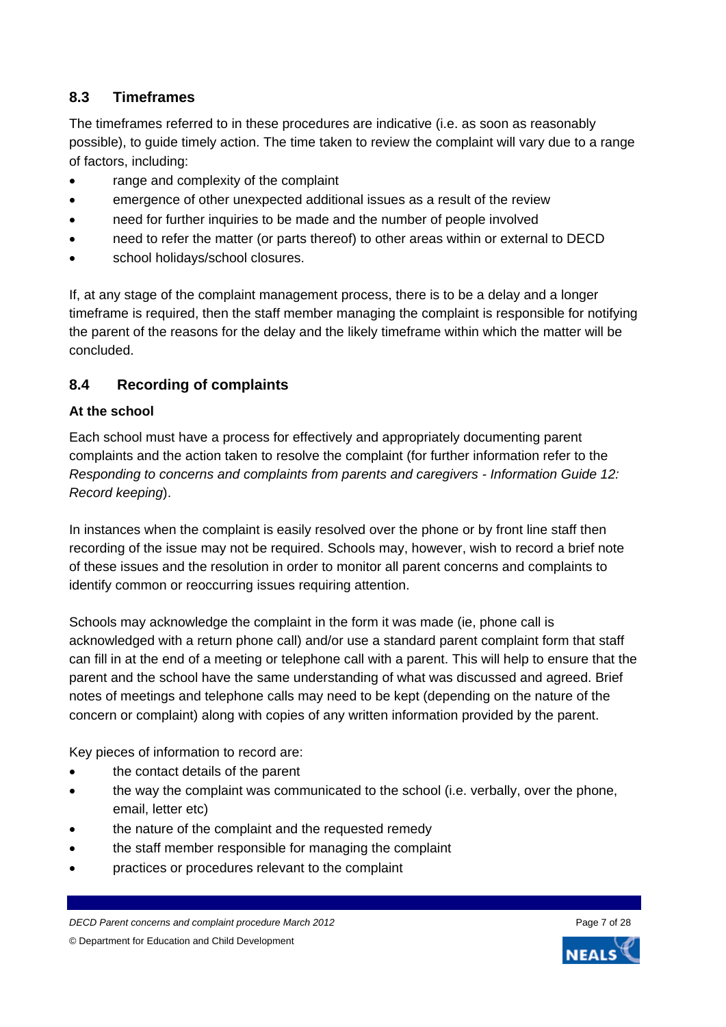## 8.3 Timeframes

The timeframes referred to in these procedures are indicative (i.e. as soon as reasonably possible), to guide timely action. The time taken to review the complaint will vary due to a range of factors, including:

- range and complexity of the complaint
- emergence of other unexpected additional issues as a result of the review
- need for further inquiries to be made and the number of people involved
- need to refer the matter (or parts thereof) to other areas within or external to DECD
- school holidays/school closures.

If, at any stage of the complaint management process, there is to be a delay and a longer timeframe is required, then the staff member managing the complaint is responsible for notifying the parent of the reasons for the delay and the likely timeframe within which the matter will be concluded.

## 8.4 Recording of complaints

**At the school**

Each school must have a process for effectively and appropriately documenting parent complaints and the action taken to resolve the complaint (for further information refer to the *Responding to concerns and complaints from parents and caregivers - Information Guide 12: Record keeping*).

In instances when the complaint is easily resolved over the phone or by front line staff then recording of the issue may not be required. Schools may, however, wish to record a brief note of these issues and the resolution in order to monitor all parent concerns and complaints to identify common or reoccurring issues requiring attention.

Schools may acknowledge the complaint in the form it was made (ie, phone call is acknowledged with a return phone call) and/or use a standard parent complaint form that staff can fill in at the end of a meeting or telephone call with a parent. This will help to ensure that the parent and the school have the same understanding of what was discussed and agreed. Brief notes of meetings and telephone calls may need to be kept (depending on the nature of the concern or complaint) along with copies of any written information provided by the parent.

Key pieces of information to record are:

- the contact details of the parent
- the way the complaint was communicated to the school (i.e. verbally, over the phone, email, letter etc)
- the nature of the complaint and the requested remedy
- the staff member responsible for managing the complaint
- practices or procedures relevant to the complaint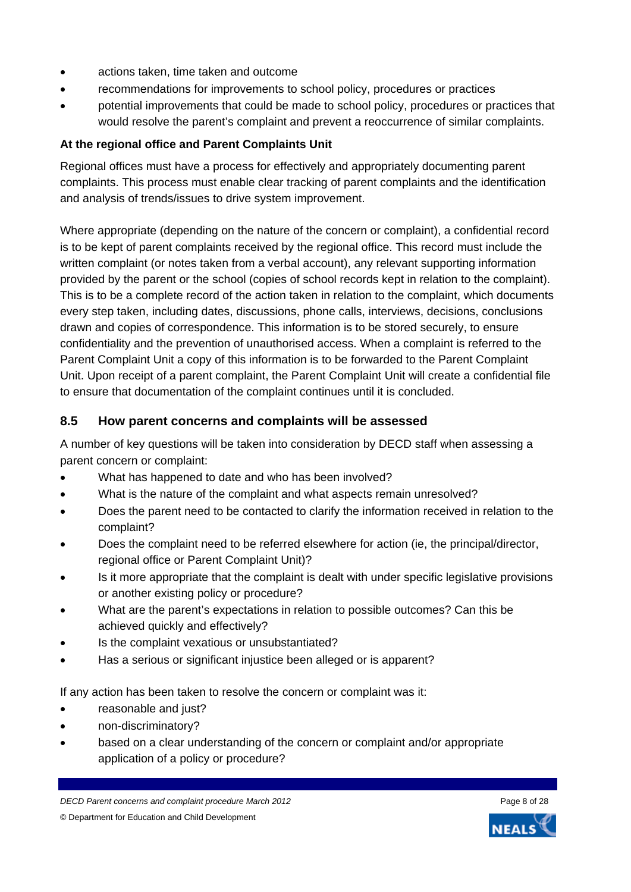- actions taken, time taken and outcome
- recommendations for improvements to school policy, procedures or practices
- potential improvements that could be made to school policy, procedures or practices that would resolve the parent's complaint and prevent a reoccurrence of similar complaints.

**At the regional office and Parent Complaints Unit**

Regional offices must have a process for effectively and appropriately documenting parent complaints. This process must enable clear tracking of parent complaints and the identification and analysis of trends/issues to drive system improvement.

Where appropriate (depending on the nature of the concern or complaint), a confidential record is to be kept of parent complaints received by the regional office. This record must include the written complaint (or notes taken from a verbal account), any relevant supporting information provided by the parent or the school (copies of school records kept in relation to the complaint). This is to be a complete record of the action taken in relation to the complaint, which documents every step taken, including dates, discussions, phone calls, interviews, decisions, conclusions drawn and copies of correspondence. This information is to be stored securely, to ensure confidentiality and the prevention of unauthorised access. When a complaint is referred to the Parent Complaint Unit a copy of this information is to be forwarded to the Parent Complaint Unit. Upon receipt of a parent complaint, the Parent Complaint Unit will create a confidential file to ensure that documentation of the complaint continues until it is concluded.

## 8.5 How parent concerns and complaints will be assessed

A number of key questions will be taken into consideration by DECD staff when assessing a parent concern or complaint:

- What has happened to date and who has been involved?
- What is the nature of the complaint and what aspects remain unresolved?
- Does the parent need to be contacted to clarify the information received in relation to the complaint?
- Does the complaint need to be referred elsewhere for action (ie, the principal/director, regional office or Parent Complaint Unit)?
- Is it more appropriate that the complaint is dealt with under specific legislative provisions or another existing policy or procedure?
- What are the parent's expectations in relation to possible outcomes? Can this be achieved quickly and effectively?
- Is the complaint vexatious or unsubstantiated?
- Has a serious or significant injustice been alleged or is apparent?

If any action has been taken to resolve the concern or complaint was it:

- reasonable and just?
- non-discriminatory?
- based on a clear understanding of the concern or complaint and/or appropriate application of a policy or procedure?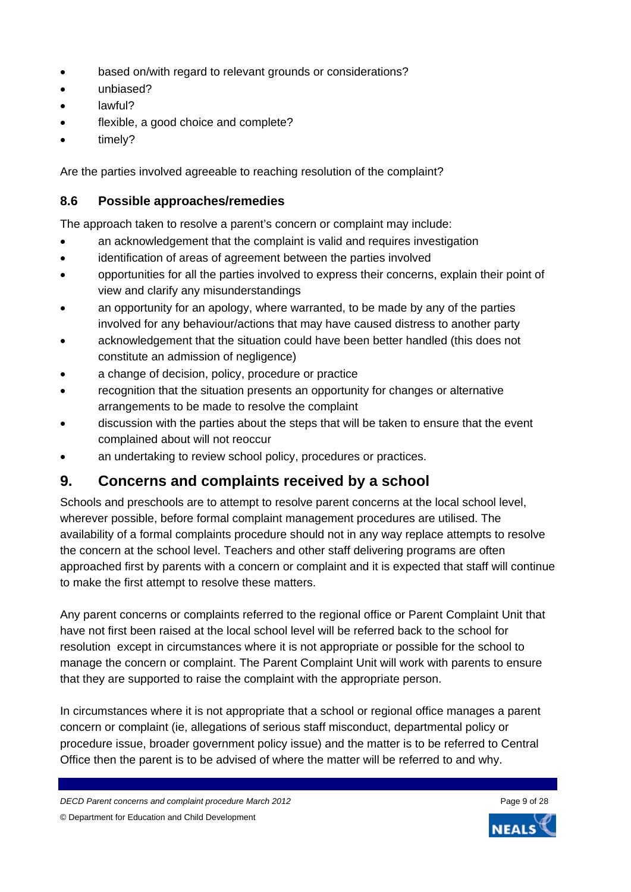- based on/with regard to relevant grounds or considerations?
- unbiased?
- lawful?
- flexible, a good choice and complete?
- timely?

Are the parties involved agreeable to reaching resolution of the complaint?

### 8.6 Possible approaches/remedies

The approach taken to resolve a parent's concern or complaint may include:

- an acknowledgement that the complaint is valid and requires investigation
- identification of areas of agreement between the parties involved
- opportunities for all the parties involved to express their concerns, explain their point of view and clarify any misunderstandings
- an opportunity for an apology, where warranted, to be made by any of the parties involved for any behaviour/actions that may have caused distress to another party
- acknowledgement that the situation could have been better handled (this does not constitute an admission of negligence)
- a change of decision, policy, procedure or practice
- recognition that the situation presents an opportunity for changes or alternative arrangements to be made to resolve the complaint
- discussion with the parties about the steps that will be taken to ensure that the event complained about will not reoccur
- an undertaking to review school policy, procedures or practices.

## 9. Concerns and complaints received by a school

Schools and preschools are to attempt to resolve parent concerns at the local school level, wherever possible, before formal complaint management procedures are utilised. The availability of a formal complaints procedure should not in any way replace attempts to resolve the concern at the school level. Teachers and other staff delivering programs are often approached first by parents with a concern or complaint and it is expected that staff will continue to make the first attempt to resolve these matters.

Any parent concerns or complaints referred to the regional office or Parent Complaint Unit that have not first been raised at the local school level will be referred back to the school for resolution except in circumstances where it is not appropriate or possible for the school to manage the concern or complaint. The Parent Complaint Unit will work with parents to ensure that they are supported to raise the complaint with the appropriate person.

In circumstances where it is not appropriate that a school or regional office manages a parent concern or complaint (ie, allegations of serious staff misconduct, departmental policy or procedure issue, broader government policy issue) and the matter is to be referred to Central Office then the parent is to be advised of where the matter will be referred to and why.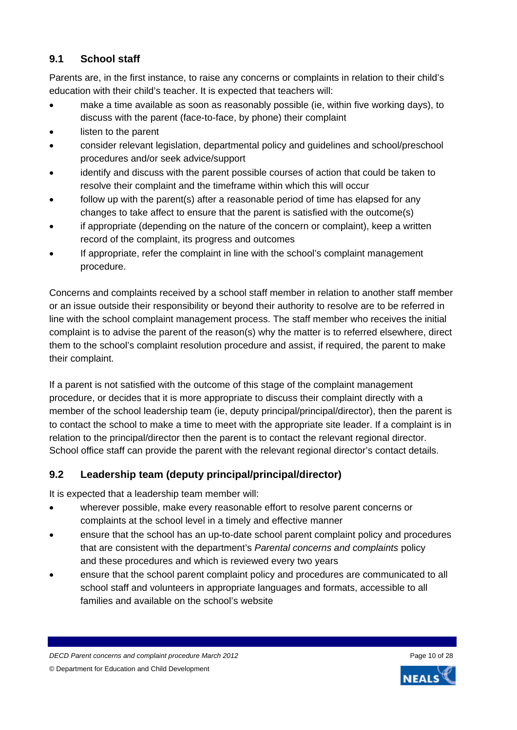## 9.1 School staff

Parents are, in the first instance, to raise any concerns or complaints in relation to their child's education with their child's teacher. It is expected that teachers will:

- make a time available as soon as reasonably possible (ie, within five working days), to discuss with the parent (face-to-face, by phone) their complaint
- listen to the parent
- consider relevant legislation, departmental policy and guidelines and school/preschool procedures and/or seek advice/support
- identify and discuss with the parent possible courses of action that could be taken to resolve their complaint and the timeframe within which this will occur
- follow up with the parent(s) after a reasonable period of time has elapsed for any changes to take affect to ensure that the parent is satisfied with the outcome(s)
- if appropriate (depending on the nature of the concern or complaint), keep a written record of the complaint, its progress and outcomes
- If appropriate, refer the complaint in line with the school's complaint management procedure.

Concerns and complaints received by a school staff member in relation to another staff member or an issue outside their responsibility or beyond their authority to resolve are to be referred in line with the school complaint management process. The staff member who receives the initial complaint is to advise the parent of the reason(s) why the matter is to referred elsewhere, direct them to the school's complaint resolution procedure and assist, if required, the parent to make their complaint.

If a parent is not satisfied with the outcome of this stage of the complaint management procedure, or decides that it is more appropriate to discuss their complaint directly with a member of the school leadership team (ie, deputy principal/principal/director), then the parent is to contact the school to make a time to meet with the appropriate site leader. If a complaint is in relation to the principal/director then the parent is to contact the relevant regional director. School office staff can provide the parent with the relevant regional director's contact details.

## 9.2 Leadership team (deputy principal/principal/director)

It is expected that a leadership team member will:

- wherever possible, make every reasonable effort to resolve parent concerns or complaints at the school level in a timely and effective manner
- ensure that the school has an up-to-date school parent complaint policy and procedures that are consistent with the department's *Parental concerns and complaints* policy and these procedures and which is reviewed every two years
- ensure that the school parent complaint policy and procedures are communicated to all school staff and volunteers in appropriate languages and formats, accessible to all families and available on the school's website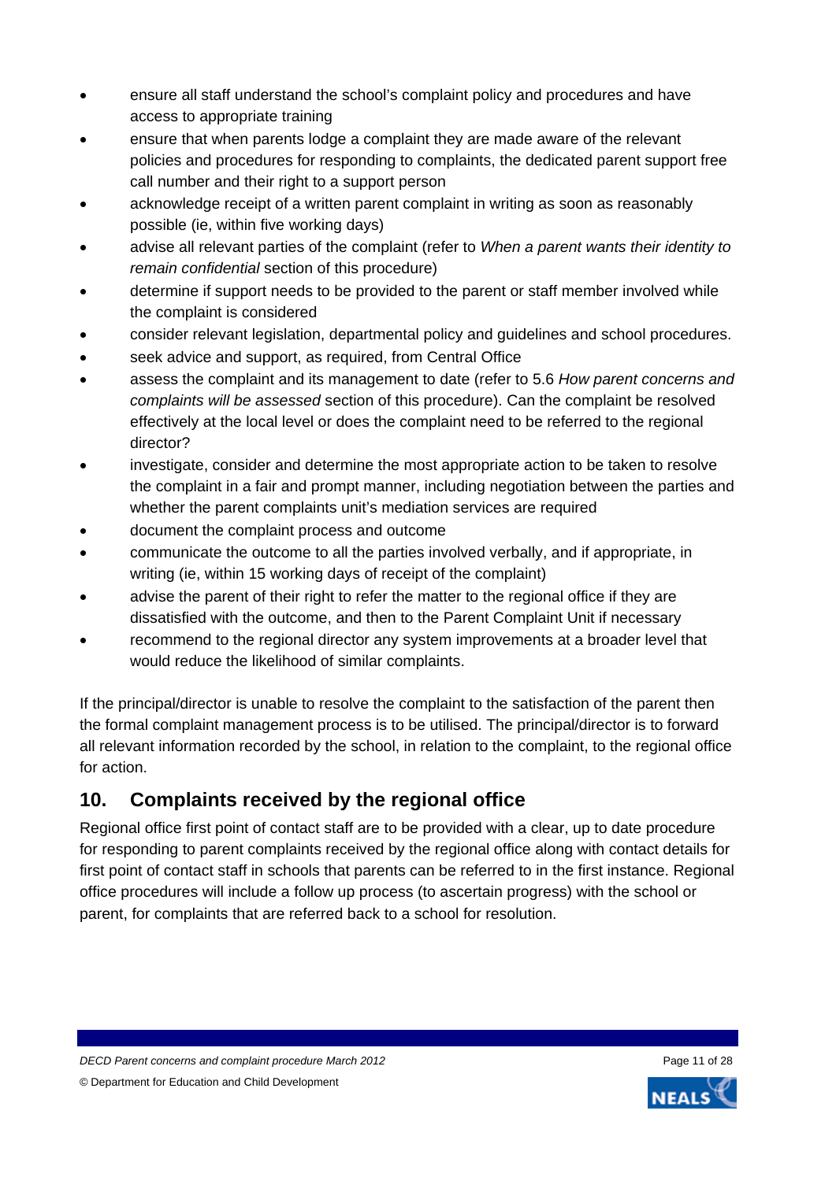- ensure all staff understand the school's complaint policy and procedures and have access to appropriate training
- ensure that when parents lodge a complaint they are made aware of the relevant policies and procedures for responding to complaints, the dedicated parent support free call number and their right to a support person
- acknowledge receipt of a written parent complaint in writing as soon as reasonably possible (ie, within five working days)
- advise all relevant parties of the complaint (refer to *When a parent wants their identity to remain confidential* section of this procedure)
- determine if support needs to be provided to the parent or staff member involved while the complaint is considered
- consider relevant legislation, departmental policy and guidelines and school procedures.
- seek advice and support, as required, from Central Office
- assess the complaint and its management to date (refer to 5.6 *How parent concerns and complaints will be assessed* section of this procedure). Can the complaint be resolved effectively at the local level or does the complaint need to be referred to the regional director?
- investigate, consider and determine the most appropriate action to be taken to resolve the complaint in a fair and prompt manner, including negotiation between the parties and whether the parent complaints unit's mediation services are required
- document the complaint process and outcome
- communicate the outcome to all the parties involved verbally, and if appropriate, in writing (ie, within 15 working days of receipt of the complaint)
- advise the parent of their right to refer the matter to the regional office if they are dissatisfied with the outcome, and then to the Parent Complaint Unit if necessary
- recommend to the regional director any system improvements at a broader level that would reduce the likelihood of similar complaints.

If the principal/director is unable to resolve the complaint to the satisfaction of the parent then the formal complaint management process is to be utilised. The principal/director is to forward all relevant information recorded by the school, in relation to the complaint, to the regional office for action.

## 10. Complaints received by the regional office

Regional office first point of contact staff are to be provided with a clear, up to date procedure for responding to parent complaints received by the regional office along with contact details for first point of contact staff in schools that parents can be referred to in the first instance. Regional office procedures will include a follow up process (to ascertain progress) with the school or parent, for complaints that are referred back to a school for resolution.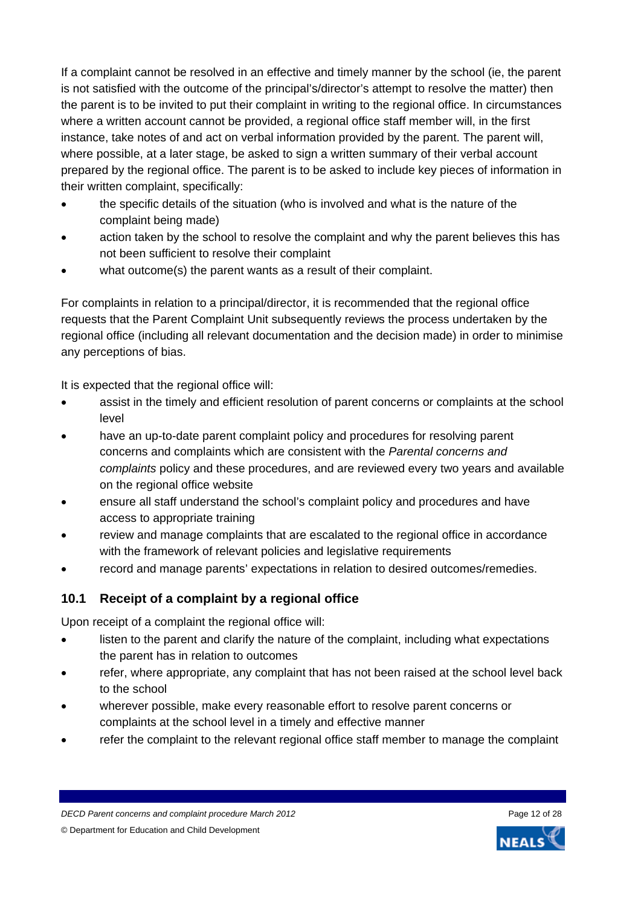If a complaint cannot be resolved in an effective and timely manner by the school (ie, the parent is not satisfied with the outcome of the principal's/director's attempt to resolve the matter) then the parent is to be invited to put their complaint in writing to the regional office. In circumstances where a written account cannot be provided, a regional office staff member will, in the first instance, take notes of and act on verbal information provided by the parent. The parent will, where possible, at a later stage, be asked to sign a written summary of their verbal account prepared by the regional office. The parent is to be asked to include key pieces of information in their written complaint, specifically:

- the specific details of the situation (who is involved and what is the nature of the complaint being made)
- action taken by the school to resolve the complaint and why the parent believes this has not been sufficient to resolve their complaint
- what outcome(s) the parent wants as a result of their complaint.

For complaints in relation to a principal/director, it is recommended that the regional office requests that the Parent Complaint Unit subsequently reviews the process undertaken by the regional office (including all relevant documentation and the decision made) in order to minimise any perceptions of bias.

It is expected that the regional office will:

- assist in the timely and efficient resolution of parent concerns or complaints at the school level
- have an up-to-date parent complaint policy and procedures for resolving parent concerns and complaints which are consistent with the *Parental concerns and complaints* policy and these procedures, and are reviewed every two years and available on the regional office website
- ensure all staff understand the school's complaint policy and procedures and have access to appropriate training
- review and manage complaints that are escalated to the regional office in accordance with the framework of relevant policies and legislative requirements
- record and manage parents' expectations in relation to desired outcomes/remedies.

## 10.1 Receipt of a complaint by a regional office

Upon receipt of a complaint the regional office will:

- listen to the parent and clarify the nature of the complaint, including what expectations the parent has in relation to outcomes
- refer, where appropriate, any complaint that has not been raised at the school level back to the school
- wherever possible, make every reasonable effort to resolve parent concerns or complaints at the school level in a timely and effective manner
- refer the complaint to the relevant regional office staff member to manage the complaint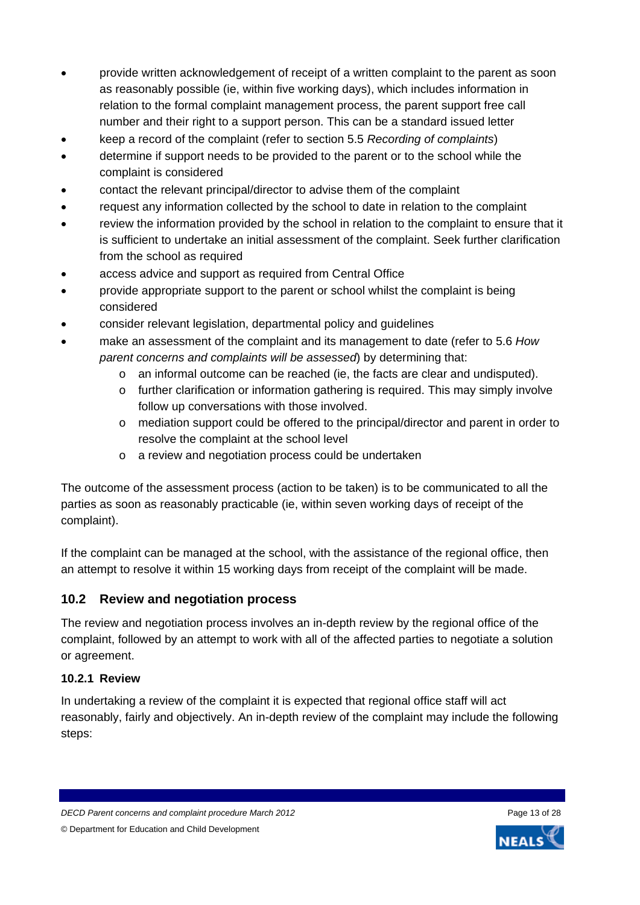- provide written acknowledgement of receipt of a written complaint to the parent as soon as reasonably possible (ie, within five working days), which includes information in relation to the formal complaint management process, the parent support free call number and their right to a support person. This can be a standard issued letter
- keep a record of the complaint (refer to section 5.5 *Recording of complaints*)
- determine if support needs to be provided to the parent or to the school while the complaint is considered
- contact the relevant principal/director to advise them of the complaint
- request any information collected by the school to date in relation to the complaint
- review the information provided by the school in relation to the complaint to ensure that it is sufficient to undertake an initial assessment of the complaint. Seek further clarification from the school as required
- access advice and support as required from Central Office
- provide appropriate support to the parent or school whilst the complaint is being considered
- consider relevant legislation, departmental policy and guidelines
- make an assessment of the complaint and its management to date (refer to 5.6 *How parent concerns and complaints will be assessed*) by determining that:
  - an informal outcome can be reached (ie, the facts are clear and undisputed).
  - further clarification or information gathering is required. This may simply involve follow up conversations with those involved.
  - mediation support could be offered to the principal/director and parent in order to resolve the complaint at the school level
  - a review and negotiation process could be undertaken

The outcome of the assessment process (action to be taken) is to be communicated to all the parties as soon as reasonably practicable (ie, within seven working days of receipt of the complaint).

If the complaint can be managed at the school, with the assistance of the regional office, then an attempt to resolve it within 15 working days from receipt of the complaint will be made.

## 10.2 Review and negotiation process

The review and negotiation process involves an in-depth review by the regional office of the complaint, followed by an attempt to work with all of the affected parties to negotiate a solution or agreement.

### 10.2.1 Review

In undertaking a review of the complaint it is expected that regional office staff will act reasonably, fairly and objectively. An in-depth review of the complaint may include the following steps: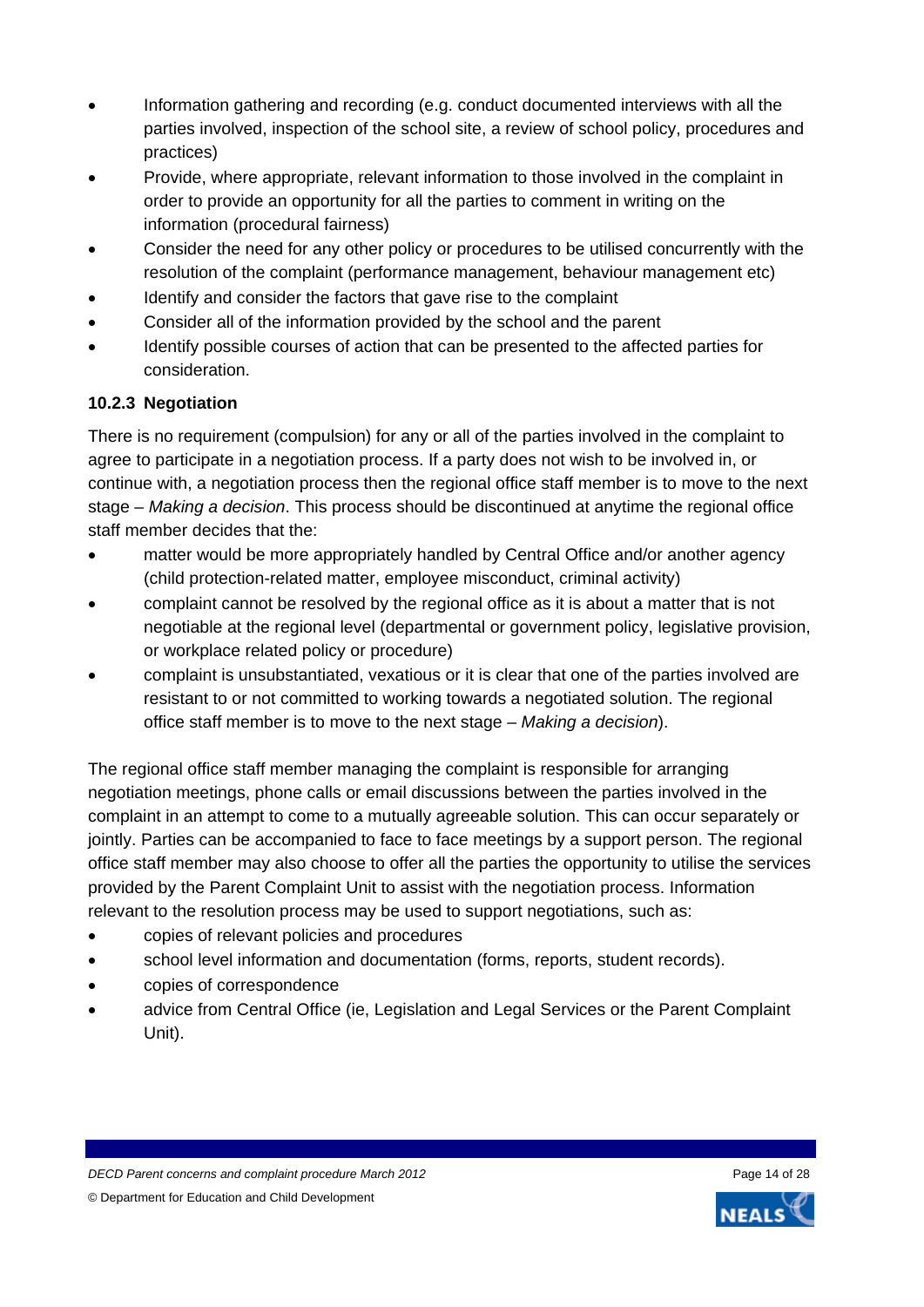- Information gathering and recording (e.g. conduct documented interviews with all the parties involved, inspection of the school site, a review of school policy, procedures and practices)
- Provide, where appropriate, relevant information to those involved in the complaint in order to provide an opportunity for all the parties to comment in writing on the information (procedural fairness)
- Consider the need for any other policy or procedures to be utilised concurrently with the resolution of the complaint (performance management, behaviour management etc)
- Identify and consider the factors that gave rise to the complaint
- Consider all of the information provided by the school and the parent
- Identify possible courses of action that can be presented to the affected parties for consideration.

#### 10.2.3 Negotiation

There is no requirement (compulsion) for any or all of the parties involved in the complaint to agree to participate in a negotiation process. If a party does not wish to be involved in, or continue with, a negotiation process then the regional office staff member is to move to the next stage – *Making a decision*. This process should be discontinued at anytime the regional office staff member decides that the:

- matter would be more appropriately handled by Central Office and/or another agency (child protection-related matter, employee misconduct, criminal activity)
- complaint cannot be resolved by the regional office as it is about a matter that is not negotiable at the regional level (departmental or government policy, legislative provision, or workplace related policy or procedure)
- complaint is unsubstantiated, vexatious or it is clear that one of the parties involved are resistant to or not committed to working towards a negotiated solution. The regional office staff member is to move to the next stage – *Making a decision*).

The regional office staff member managing the complaint is responsible for arranging negotiation meetings, phone calls or email discussions between the parties involved in the complaint in an attempt to come to a mutually agreeable solution. This can occur separately or jointly. Parties can be accompanied to face to face meetings by a support person. The regional office staff member may also choose to offer all the parties the opportunity to utilise the services provided by the Parent Complaint Unit to assist with the negotiation process. Information relevant to the resolution process may be used to support negotiations, such as:

- copies of relevant policies and procedures
- school level information and documentation (forms, reports, student records).
- copies of correspondence
- advice from Central Office (ie, Legislation and Legal Services or the Parent Complaint Unit).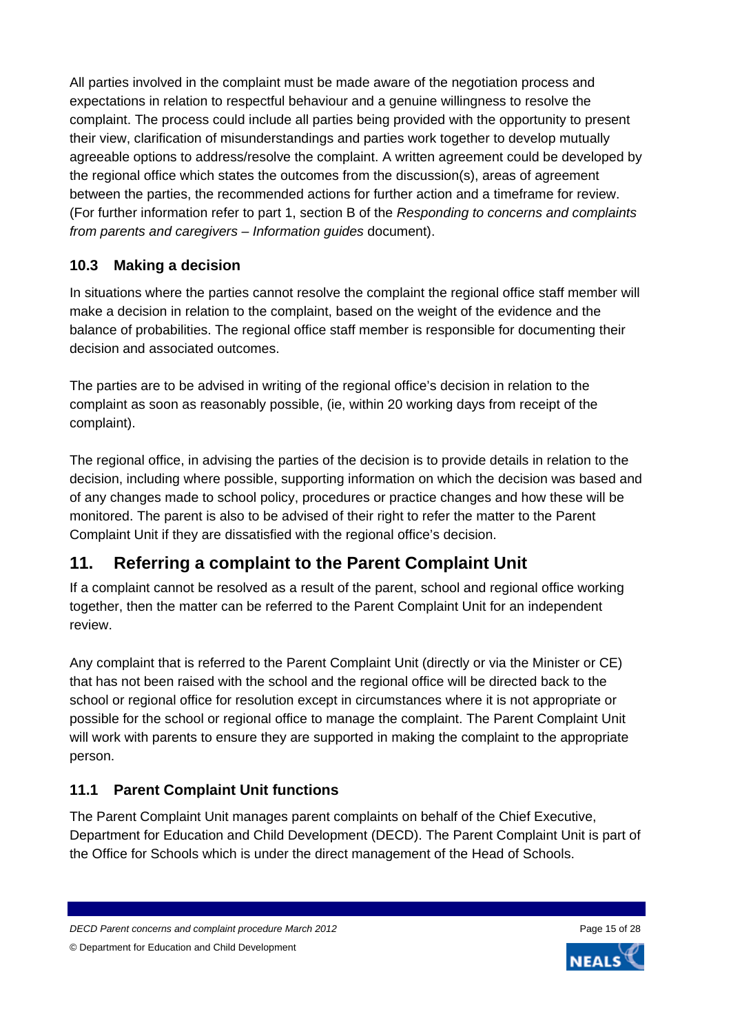All parties involved in the complaint must be made aware of the negotiation process and expectations in relation to respectful behaviour and a genuine willingness to resolve the complaint. The process could include all parties being provided with the opportunity to present their view, clarification of misunderstandings and parties work together to develop mutually agreeable options to address/resolve the complaint. A written agreement could be developed by the regional office which states the outcomes from the discussion(s), areas of agreement between the parties, the recommended actions for further action and a timeframe for review. (For further information refer to part 1, section B of the *Responding to concerns and complaints from parents and caregivers – Information guides* document).

### 10.3 Making a decision

In situations where the parties cannot resolve the complaint the regional office staff member will make a decision in relation to the complaint, based on the weight of the evidence and the balance of probabilities. The regional office staff member is responsible for documenting their decision and associated outcomes.

The parties are to be advised in writing of the regional office's decision in relation to the complaint as soon as reasonably possible, (ie, within 20 working days from receipt of the complaint).

The regional office, in advising the parties of the decision is to provide details in relation to the decision, including where possible, supporting information on which the decision was based and of any changes made to school policy, procedures or practice changes and how these will be monitored. The parent is also to be advised of their right to refer the matter to the Parent Complaint Unit if they are dissatisfied with the regional office's decision.

## 11. Referring a complaint to the Parent Complaint Unit

If a complaint cannot be resolved as a result of the parent, school and regional office working together, then the matter can be referred to the Parent Complaint Unit for an independent review.

Any complaint that is referred to the Parent Complaint Unit (directly or via the Minister or CE) that has not been raised with the school and the regional office will be directed back to the school or regional office for resolution except in circumstances where it is not appropriate or possible for the school or regional office to manage the complaint. The Parent Complaint Unit will work with parents to ensure they are supported in making the complaint to the appropriate person.

### 11.1 Parent Complaint Unit functions

The Parent Complaint Unit manages parent complaints on behalf of the Chief Executive, Department for Education and Child Development (DECD). The Parent Complaint Unit is part of the Office for Schools which is under the direct management of the Head of Schools.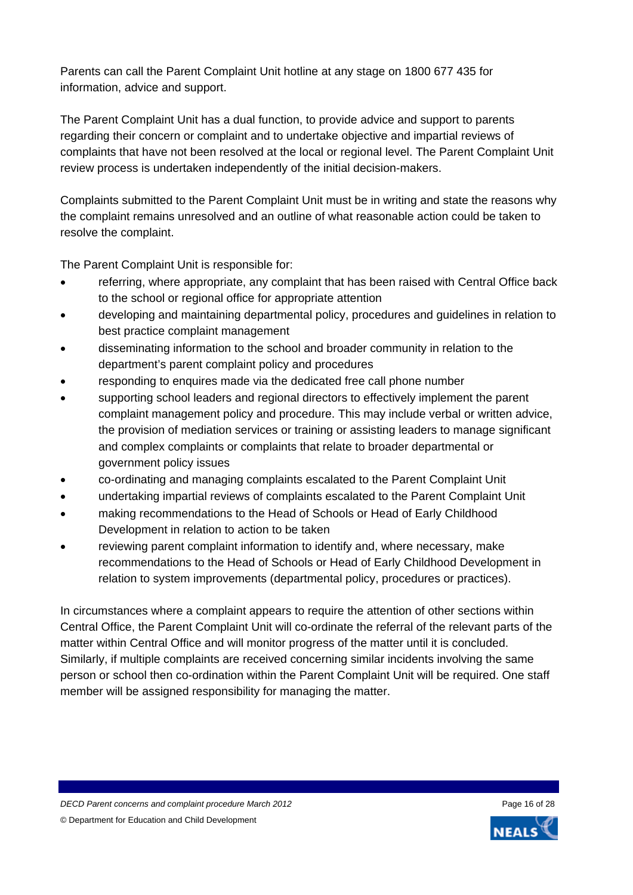Parents can call the Parent Complaint Unit hotline at any stage on 1800 677 435 for information, advice and support.

The Parent Complaint Unit has a dual function, to provide advice and support to parents regarding their concern or complaint and to undertake objective and impartial reviews of complaints that have not been resolved at the local or regional level. The Parent Complaint Unit review process is undertaken independently of the initial decision-makers.

Complaints submitted to the Parent Complaint Unit must be in writing and state the reasons why the complaint remains unresolved and an outline of what reasonable action could be taken to resolve the complaint.

The Parent Complaint Unit is responsible for:

- referring, where appropriate, any complaint that has been raised with Central Office back to the school or regional office for appropriate attention
- developing and maintaining departmental policy, procedures and guidelines in relation to best practice complaint management
- disseminating information to the school and broader community in relation to the department's parent complaint policy and procedures
- responding to enquires made via the dedicated free call phone number
- supporting school leaders and regional directors to effectively implement the parent complaint management policy and procedure. This may include verbal or written advice, the provision of mediation services or training or assisting leaders to manage significant and complex complaints or complaints that relate to broader departmental or government policy issues
- co-ordinating and managing complaints escalated to the Parent Complaint Unit
- undertaking impartial reviews of complaints escalated to the Parent Complaint Unit
- making recommendations to the Head of Schools or Head of Early Childhood Development in relation to action to be taken
- reviewing parent complaint information to identify and, where necessary, make recommendations to the Head of Schools or Head of Early Childhood Development in relation to system improvements (departmental policy, procedures or practices).

In circumstances where a complaint appears to require the attention of other sections within Central Office, the Parent Complaint Unit will co-ordinate the referral of the relevant parts of the matter within Central Office and will monitor progress of the matter until it is concluded. Similarly, if multiple complaints are received concerning similar incidents involving the same person or school then co-ordination within the Parent Complaint Unit will be required. One staff member will be assigned responsibility for managing the matter.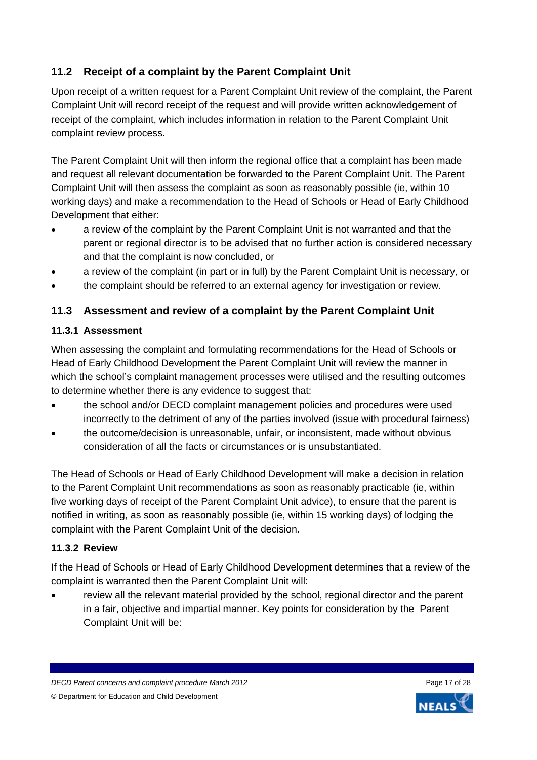## 11.2 Receipt of a complaint by the Parent Complaint Unit

Upon receipt of a written request for a Parent Complaint Unit review of the complaint, the Parent Complaint Unit will record receipt of the request and will provide written acknowledgement of receipt of the complaint, which includes information in relation to the Parent Complaint Unit complaint review process.

The Parent Complaint Unit will then inform the regional office that a complaint has been made and request all relevant documentation be forwarded to the Parent Complaint Unit. The Parent Complaint Unit will then assess the complaint as soon as reasonably possible (ie, within 10 working days) and make a recommendation to the Head of Schools or Head of Early Childhood Development that either:

- a review of the complaint by the Parent Complaint Unit is not warranted and that the parent or regional director is to be advised that no further action is considered necessary and that the complaint is now concluded, or
- a review of the complaint (in part or in full) by the Parent Complaint Unit is necessary, or
- the complaint should be referred to an external agency for investigation or review.

## 11.3 Assessment and review of a complaint by the Parent Complaint Unit

### 11.3.1 Assessment

When assessing the complaint and formulating recommendations for the Head of Schools or Head of Early Childhood Development the Parent Complaint Unit will review the manner in which the school's complaint management processes were utilised and the resulting outcomes to determine whether there is any evidence to suggest that:

- the school and/or DECD complaint management policies and procedures were used incorrectly to the detriment of any of the parties involved (issue with procedural fairness)
- the outcome/decision is unreasonable, unfair, or inconsistent, made without obvious consideration of all the facts or circumstances or is unsubstantiated.

The Head of Schools or Head of Early Childhood Development will make a decision in relation to the Parent Complaint Unit recommendations as soon as reasonably practicable (ie, within five working days of receipt of the Parent Complaint Unit advice), to ensure that the parent is notified in writing, as soon as reasonably possible (ie, within 15 working days) of lodging the complaint with the Parent Complaint Unit of the decision.

### 11.3.2 Review

If the Head of Schools or Head of Early Childhood Development determines that a review of the complaint is warranted then the Parent Complaint Unit will:

- review all the relevant material provided by the school, regional director and the parent in a fair, objective and impartial manner. Key points for consideration by the Parent Complaint Unit will be: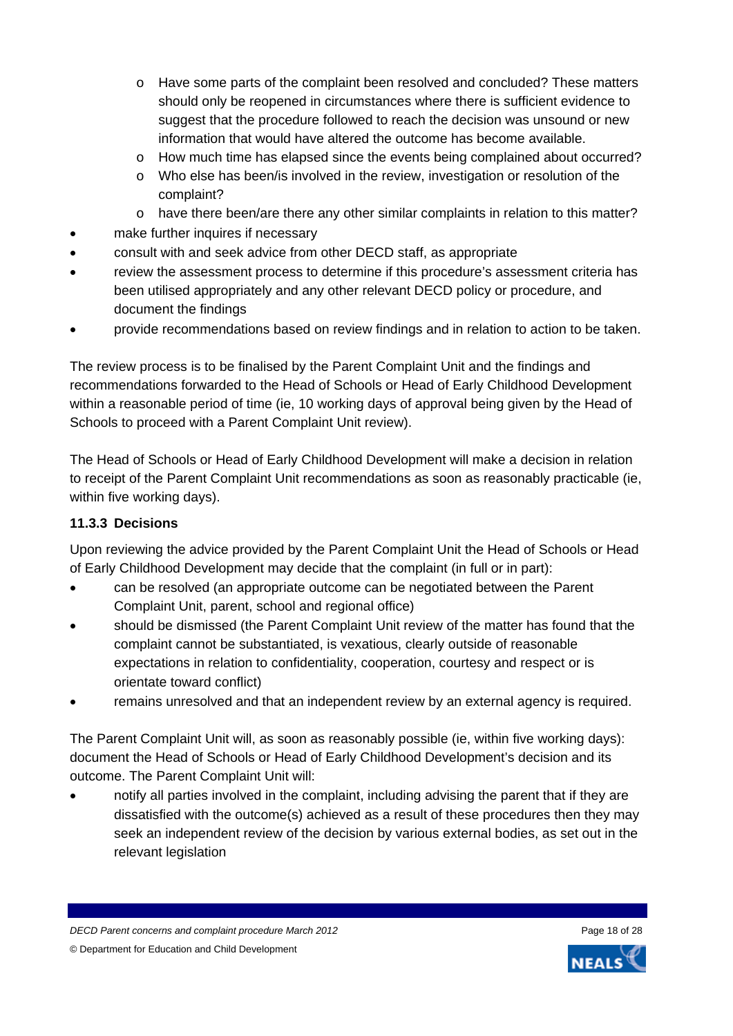- Have some parts of the complaint been resolved and concluded? These matters should only be reopened in circumstances where there is sufficient evidence to suggest that the procedure followed to reach the decision was unsound or new information that would have altered the outcome has become available.
  - How much time has elapsed since the events being complained about occurred?
  - Who else has been/is involved in the review, investigation or resolution of the complaint?
  - have there been/are there any other similar complaints in relation to this matter?
- make further inquires if necessary
- consult with and seek advice from other DECD staff, as appropriate
- review the assessment process to determine if this procedure's assessment criteria has been utilised appropriately and any other relevant DECD policy or procedure, and document the findings
- provide recommendations based on review findings and in relation to action to be taken.

The review process is to be finalised by the Parent Complaint Unit and the findings and recommendations forwarded to the Head of Schools or Head of Early Childhood Development within a reasonable period of time (ie, 10 working days of approval being given by the Head of Schools to proceed with a Parent Complaint Unit review).

The Head of Schools or Head of Early Childhood Development will make a decision in relation to receipt of the Parent Complaint Unit recommendations as soon as reasonably practicable (ie, within five working days).

#### 11.3.3 Decisions

Upon reviewing the advice provided by the Parent Complaint Unit the Head of Schools or Head of Early Childhood Development may decide that the complaint (in full or in part):

- can be resolved (an appropriate outcome can be negotiated between the Parent Complaint Unit, parent, school and regional office)
- should be dismissed (the Parent Complaint Unit review of the matter has found that the complaint cannot be substantiated, is vexatious, clearly outside of reasonable expectations in relation to confidentiality, cooperation, courtesy and respect or is orientate toward conflict)
- remains unresolved and that an independent review by an external agency is required.

The Parent Complaint Unit will, as soon as reasonably possible (ie, within five working days): document the Head of Schools or Head of Early Childhood Development's decision and its outcome. The Parent Complaint Unit will:

- notify all parties involved in the complaint, including advising the parent that if they are dissatisfied with the outcome(s) achieved as a result of these procedures then they may seek an independent review of the decision by various external bodies, as set out in the relevant legislation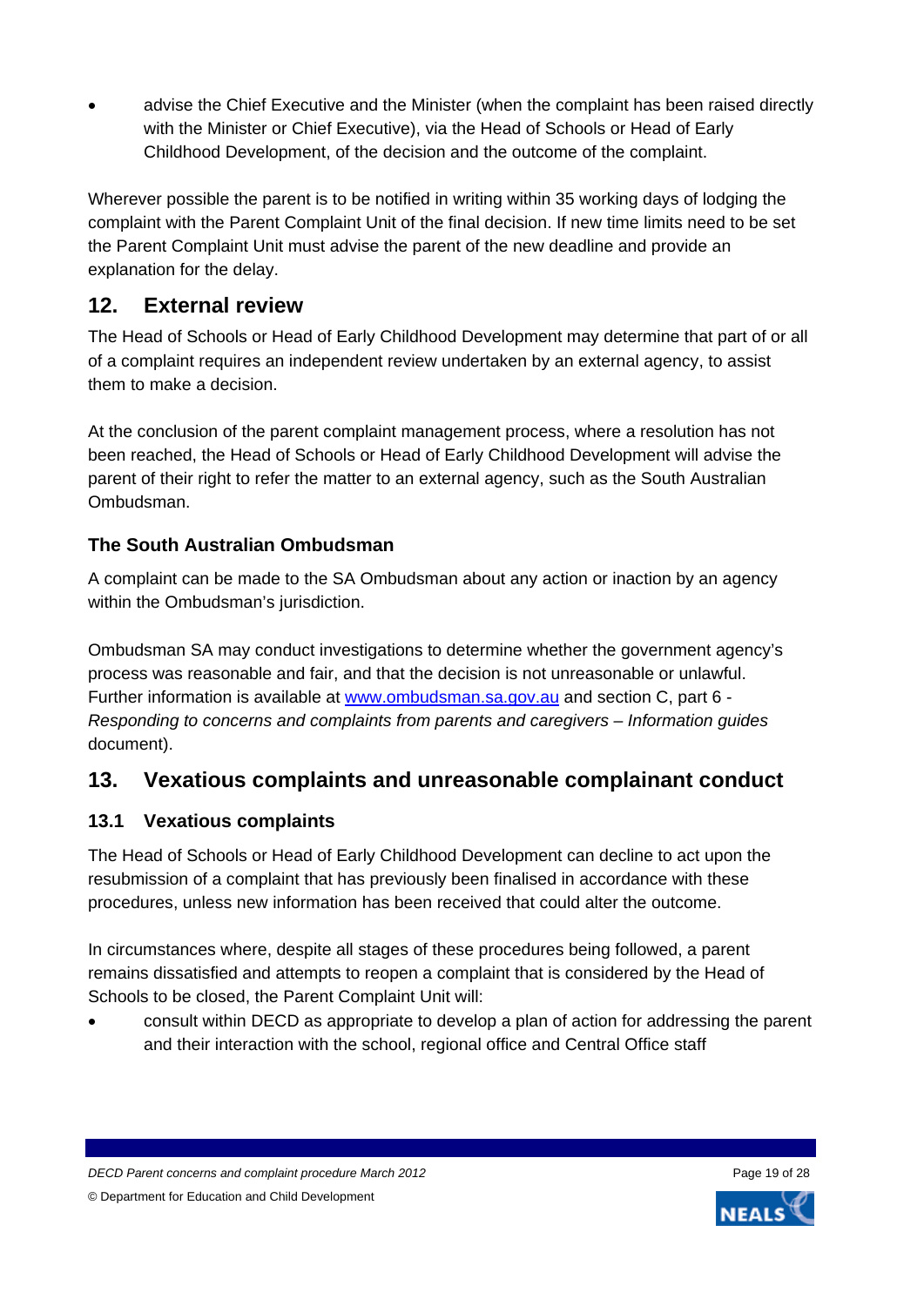- advise the Chief Executive and the Minister (when the complaint has been raised directly with the Minister or Chief Executive), via the Head of Schools or Head of Early Childhood Development, of the decision and the outcome of the complaint.

Wherever possible the parent is to be notified in writing within 35 working days of lodging the complaint with the Parent Complaint Unit of the final decision. If new time limits need to be set the Parent Complaint Unit must advise the parent of the new deadline and provide an explanation for the delay.

## 12. External review

The Head of Schools or Head of Early Childhood Development may determine that part of or all of a complaint requires an independent review undertaken by an external agency, to assist them to make a decision.

At the conclusion of the parent complaint management process, where a resolution has not been reached, the Head of Schools or Head of Early Childhood Development will advise the parent of their right to refer the matter to an external agency, such as the South Australian Ombudsman.

### The South Australian Ombudsman

A complaint can be made to the SA Ombudsman about any action or inaction by an agency within the Ombudsman's jurisdiction.

Ombudsman SA may conduct investigations to determine whether the government agency's process was reasonable and fair, and that the decision is not unreasonable or unlawful. Further information is available at [www.ombudsman.sa.gov.au](http://www.ombudsman.sa.gov.au) and section C, part 6 - *Responding to concerns and complaints from parents and caregivers – Information guides* document).

## 13. Vexatious complaints and unreasonable complainant conduct

### 13.1 Vexatious complaints

The Head of Schools or Head of Early Childhood Development can decline to act upon the resubmission of a complaint that has previously been finalised in accordance with these procedures, unless new information has been received that could alter the outcome.

In circumstances where, despite all stages of these procedures being followed, a parent remains dissatisfied and attempts to reopen a complaint that is considered by the Head of Schools to be closed, the Parent Complaint Unit will:

- consult within DECD as appropriate to develop a plan of action for addressing the parent and their interaction with the school, regional office and Central Office staff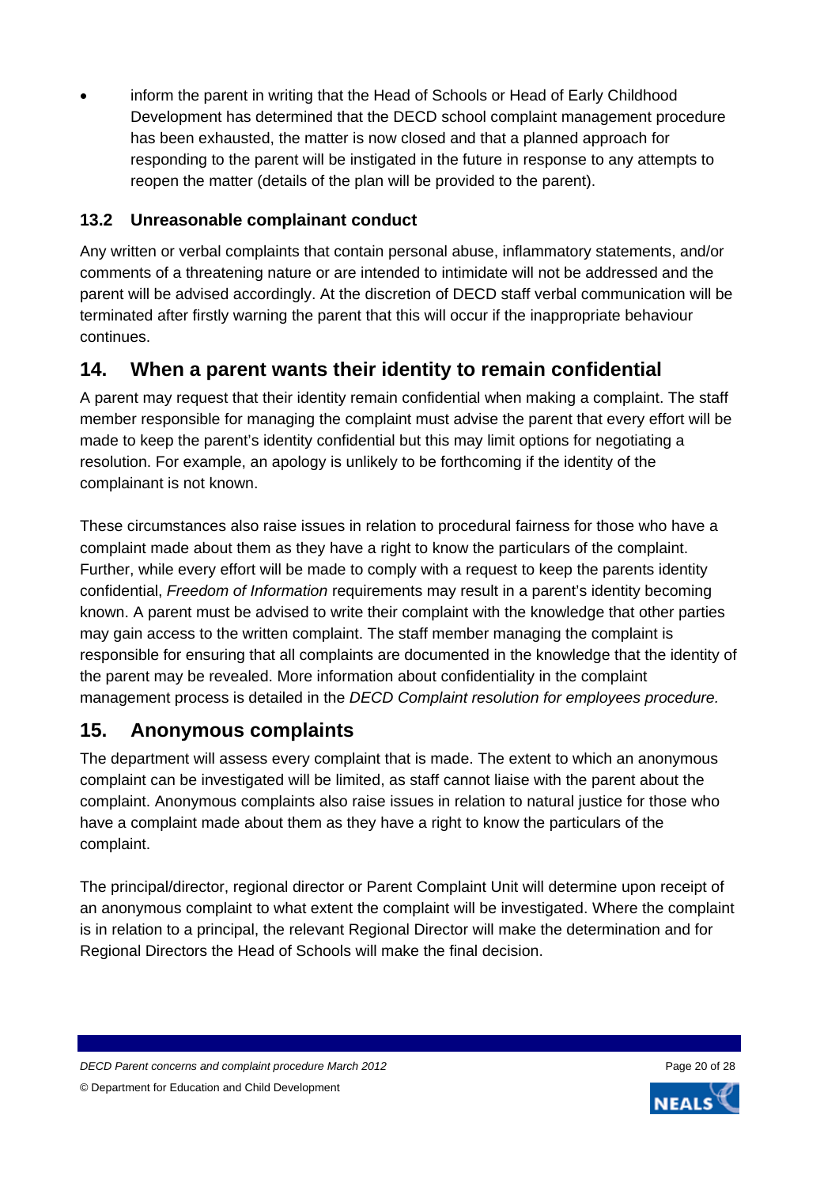- inform the parent in writing that the Head of Schools or Head of Early Childhood Development has determined that the DECD school complaint management procedure has been exhausted, the matter is now closed and that a planned approach for responding to the parent will be instigated in the future in response to any attempts to reopen the matter (details of the plan will be provided to the parent).

### 13.2 Unreasonable complainant conduct

Any written or verbal complaints that contain personal abuse, inflammatory statements, and/or comments of a threatening nature or are intended to intimidate will not be addressed and the parent will be advised accordingly. At the discretion of DECD staff verbal communication will be terminated after firstly warning the parent that this will occur if the inappropriate behaviour continues.

## 14. When a parent wants their identity to remain confidential

A parent may request that their identity remain confidential when making a complaint. The staff member responsible for managing the complaint must advise the parent that every effort will be made to keep the parent's identity confidential but this may limit options for negotiating a resolution. For example, an apology is unlikely to be forthcoming if the identity of the complainant is not known.

These circumstances also raise issues in relation to procedural fairness for those who have a complaint made about them as they have a right to know the particulars of the complaint. Further, while every effort will be made to comply with a request to keep the parents identity confidential, *Freedom of Information* requirements may result in a parent's identity becoming known. A parent must be advised to write their complaint with the knowledge that other parties may gain access to the written complaint. The staff member managing the complaint is responsible for ensuring that all complaints are documented in the knowledge that the identity of the parent may be revealed. More information about confidentiality in the complaint management process is detailed in the *DECD Complaint resolution for employees procedure.*

## 15. Anonymous complaints

The department will assess every complaint that is made. The extent to which an anonymous complaint can be investigated will be limited, as staff cannot liaise with the parent about the complaint. Anonymous complaints also raise issues in relation to natural justice for those who have a complaint made about them as they have a right to know the particulars of the complaint.

The principal/director, regional director or Parent Complaint Unit will determine upon receipt of an anonymous complaint to what extent the complaint will be investigated. Where the complaint is in relation to a principal, the relevant Regional Director will make the determination and for Regional Directors the Head of Schools will make the final decision.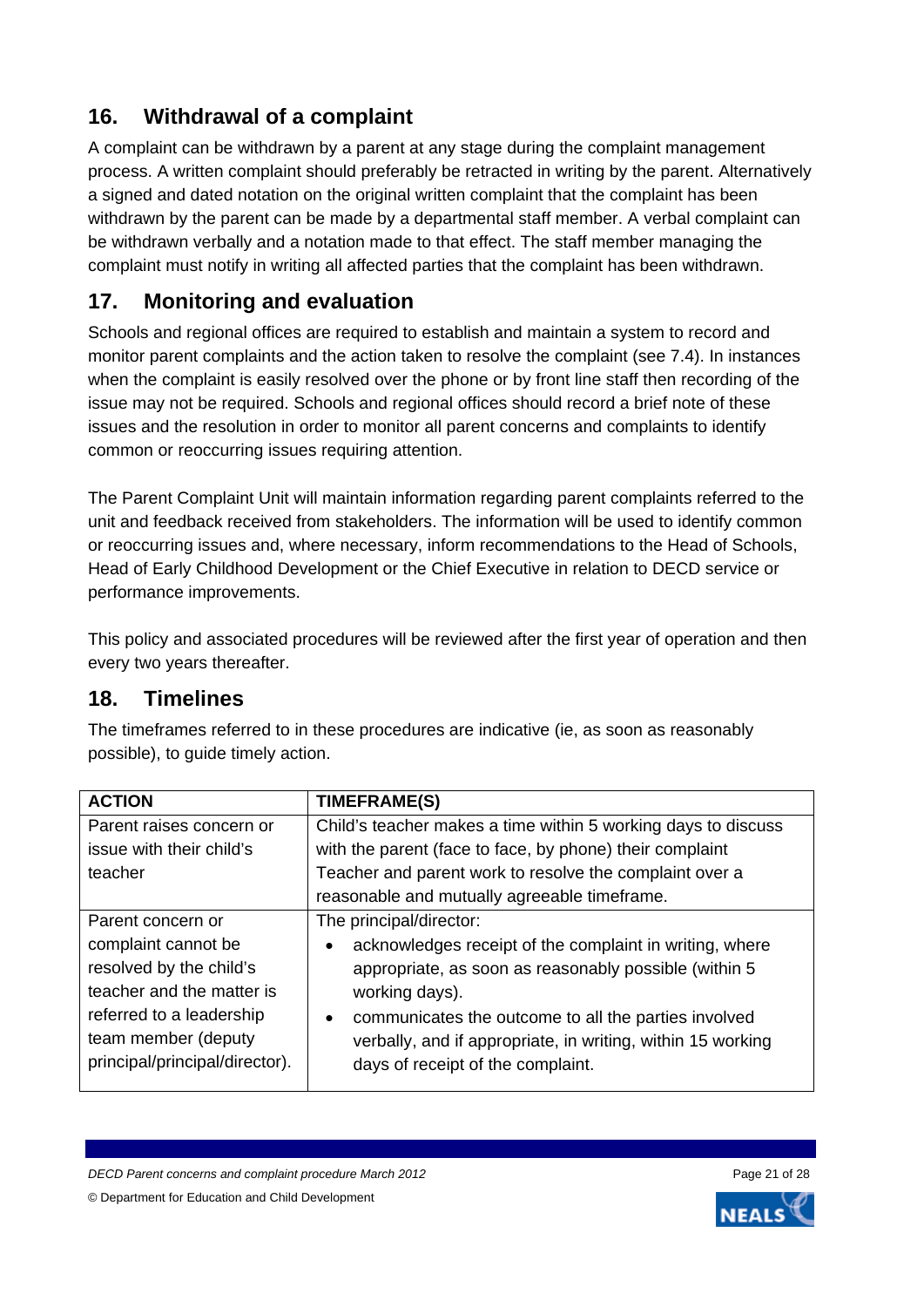## 16. Withdrawal of a complaint

A complaint can be withdrawn by a parent at any stage during the complaint management process. A written complaint should preferably be retracted in writing by the parent. Alternatively a signed and dated notation on the original written complaint that the complaint has been withdrawn by the parent can be made by a departmental staff member. A verbal complaint can be withdrawn verbally and a notation made to that effect. The staff member managing the complaint must notify in writing all affected parties that the complaint has been withdrawn.

## 17. Monitoring and evaluation

Schools and regional offices are required to establish and maintain a system to record and monitor parent complaints and the action taken to resolve the complaint (see 7.4). In instances when the complaint is easily resolved over the phone or by front line staff then recording of the issue may not be required. Schools and regional offices should record a brief note of these issues and the resolution in order to monitor all parent concerns and complaints to identify common or reoccurring issues requiring attention.

The Parent Complaint Unit will maintain information regarding parent complaints referred to the unit and feedback received from stakeholders. The information will be used to identify common or reoccurring issues and, where necessary, inform recommendations to the Head of Schools, Head of Early Childhood Development or the Chief Executive in relation to DECD service or performance improvements.

This policy and associated procedures will be reviewed after the first year of operation and then every two years thereafter.

## 18. Timelines

The timeframes referred to in these procedures are indicative (ie, as soon as reasonably possible), to guide timely action.

| ACTION | TIMEFRAME(S) |
|---|---|
| Parent raises concern or issue with their child's teacher | Child's teacher makes a time within 5 working days to discuss with the parent (face to face, by phone) their complaint<br>Teacher and parent work to resolve the complaint over a reasonable and mutually agreeable timeframe. |
| Parent concern or complaint cannot be resolved by the child's teacher and the matter is referred to a leadership team member (deputy principal/principal/director). | The principal/director:<br>• acknowledges receipt of the complaint in writing, where appropriate, as soon as reasonably possible (within 5 working days).<br>• communicates the outcome to all the parties involved verbally, and if appropriate, in writing, within 15 working days of receipt of the complaint. |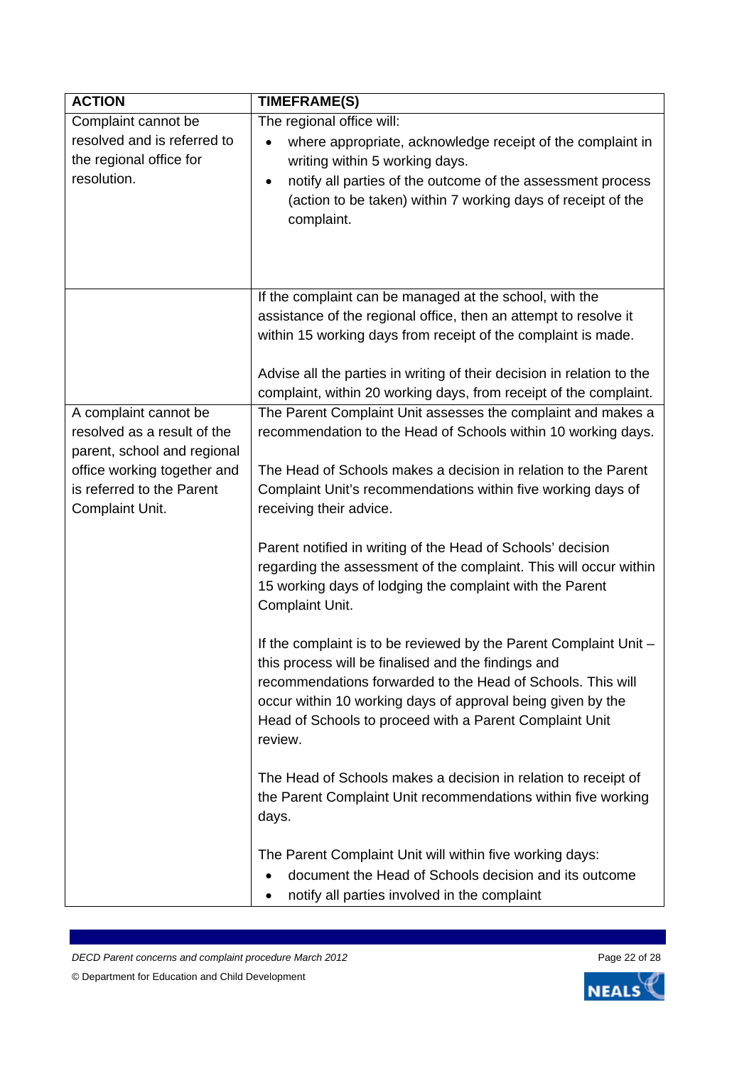| ACTION | TIMEFRAME(S) |
|---|---|
| Complaint cannot be resolved and is referred to the regional office for resolution. | The regional office will:<br>• where appropriate, acknowledge receipt of the complaint in writing within 5 working days.<br>• notify all parties of the outcome of the assessment process (action to be taken) within 7 working days of receipt of the complaint. |
| | If the complaint can be managed at the school, with the assistance of the regional office, then an attempt to resolve it within 15 working days from receipt of the complaint is made.<br><br>Advise all the parties in writing of their decision in relation to the complaint, within 20 working days, from receipt of the complaint. |
| A complaint cannot be resolved as a result of the parent, school and regional office working together and is referred to the Parent Complaint Unit. | The Parent Complaint Unit assesses the complaint and makes a recommendation to the Head of Schools within 10 working days.<br><br>The Head of Schools makes a decision in relation to the Parent Complaint Unit's recommendations within five working days of receiving their advice.<br><br>Parent notified in writing of the Head of Schools' decision regarding the assessment of the complaint. This will occur within 15 working days of lodging the complaint with the Parent Complaint Unit.<br><br>If the complaint is to be reviewed by the Parent Complaint Unit – this process will be finalised and the findings and recommendations forwarded to the Head of Schools. This will occur within 10 working days of approval being given by the Head of Schools to proceed with a Parent Complaint Unit review.<br><br>The Head of Schools makes a decision in relation to receipt of the Parent Complaint Unit recommendations within five working days.<br><br>The Parent Complaint Unit will within five working days:<br>• document the Head of Schools decision and its outcome<br>• notify all parties involved in the complaint |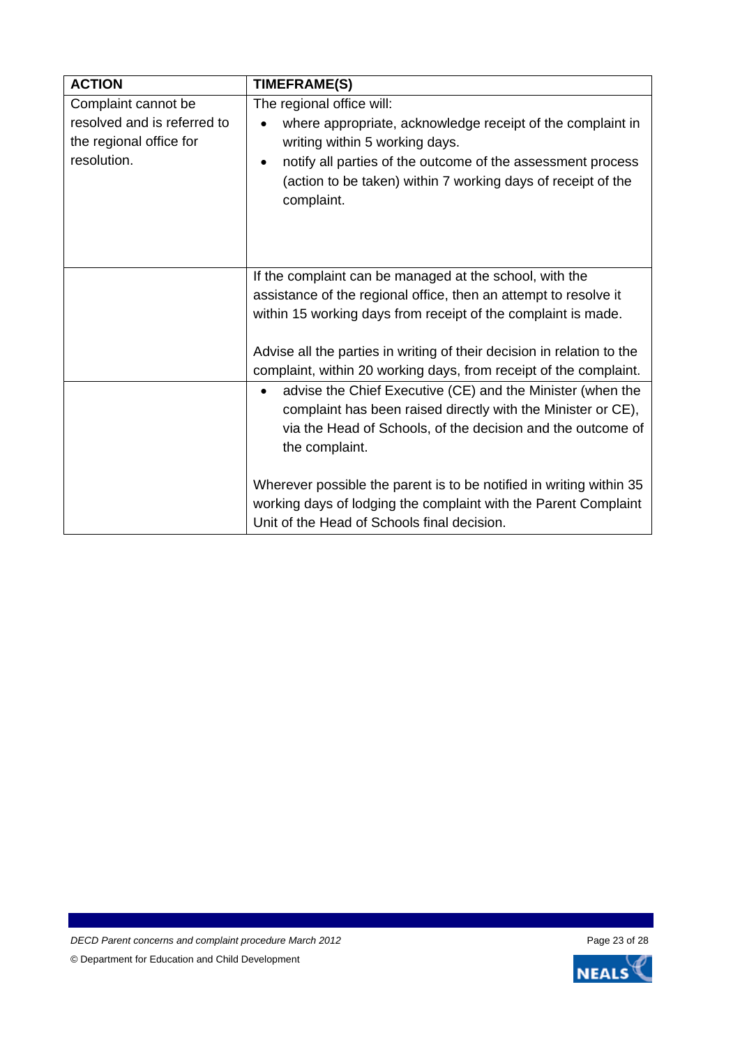| ACTION | TIMEFRAME(S) |
|---|---|
| Complaint cannot be resolved and is referred to the regional office for resolution. | The regional office will:<br>• where appropriate, acknowledge receipt of the complaint in writing within 5 working days.<br>• notify all parties of the outcome of the assessment process (action to be taken) within 7 working days of receipt of the complaint. |
| | If the complaint can be managed at the school, with the assistance of the regional office, then an attempt to resolve it within 15 working days from receipt of the complaint is made.<br><br>Advise all the parties in writing of their decision in relation to the complaint, within 20 working days, from receipt of the complaint. |
| | • advise the Chief Executive (CE) and the Minister (when the complaint has been raised directly with the Minister or CE), via the Head of Schools, of the decision and the outcome of the complaint.<br><br>Wherever possible the parent is to be notified in writing within 35 working days of lodging the complaint with the Parent Complaint Unit of the Head of Schools final decision. |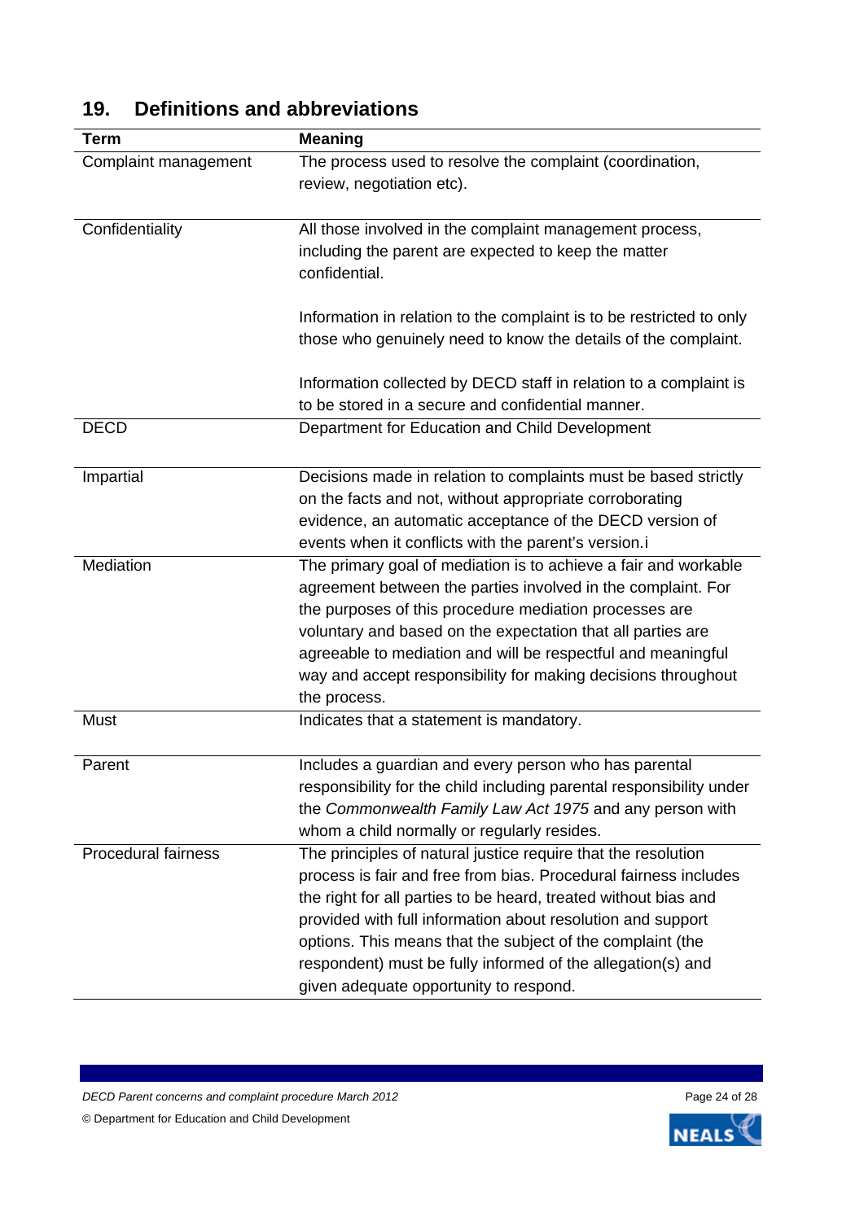## 19. Definitions and abbreviations

| Term | Meaning |
|---|---|
| Complaint management | The process used to resolve the complaint (coordination, review, negotiation etc). |
| Confidentiality | All those involved in the complaint management process, including the parent are expected to keep the matter confidential.<br><br>Information in relation to the complaint is to be restricted to only those who genuinely need to know the details of the complaint.<br><br>Information collected by DECD staff in relation to a complaint is to be stored in a secure and confidential manner. |
| DECD | Department for Education and Child Development |
| Impartial | Decisions made in relation to complaints must be based strictly on the facts and not, without appropriate corroborating evidence, an automatic acceptance of the DECD version of events when it conflicts with the parent's version.i |
| Mediation | The primary goal of mediation is to achieve a fair and workable agreement between the parties involved in the complaint. For the purposes of this procedure mediation processes are voluntary and based on the expectation that all parties are agreeable to mediation and will be respectful and meaningful way and accept responsibility for making decisions throughout the process. |
| Must | Indicates that a statement is mandatory. |
| Parent | Includes a guardian and every person who has parental responsibility for the child including parental responsibility under the *Commonwealth Family Law Act 1975* and any person with whom a child normally or regularly resides. |
| Procedural fairness | The principles of natural justice require that the resolution process is fair and free from bias. Procedural fairness includes the right for all parties to be heard, treated without bias and provided with full information about resolution and support options. This means that the subject of the complaint (the respondent) must be fully informed of the allegation(s) and given adequate opportunity to respond. |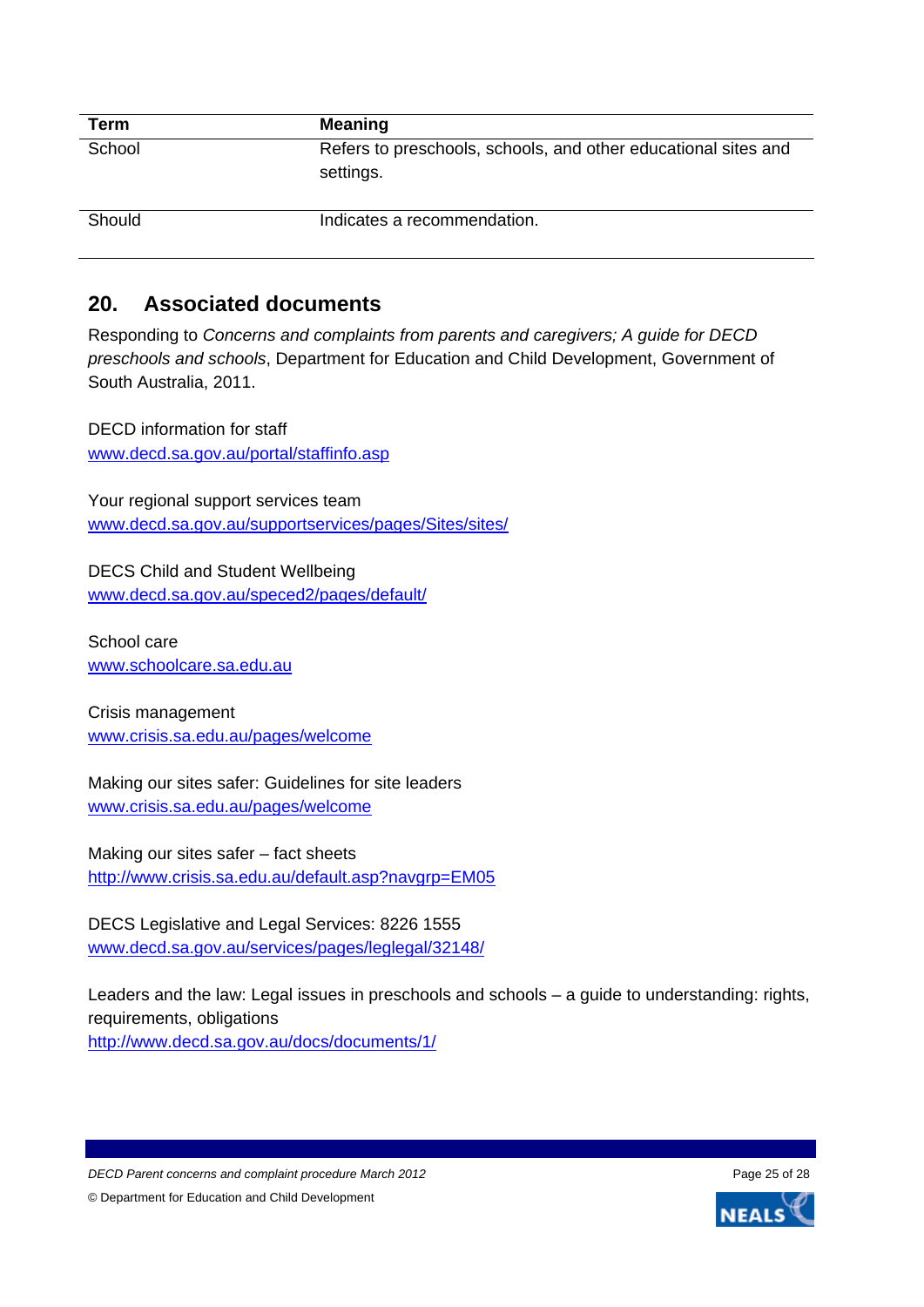| Term | Meaning |
|---|---|
| School | Refers to preschools, schools, and other educational sites and settings. |
| Should | Indicates a recommendation. |

## 20. Associated documents

Responding to *Concerns and complaints from parents and caregivers; A guide for DECD preschools and schools*, Department for Education and Child Development, Government of South Australia, 2011.

DECD information for staff
www.decd.sa.gov.au/portal/staffinfo.asp

Your regional support services team
www.decd.sa.gov.au/supportservices/pages/Sites/sites/

DECS Child and Student Wellbeing
www.decd.sa.gov.au/speced2/pages/default/

School care
www.schoolcare.sa.edu.au

Crisis management
www.crisis.sa.edu.au/pages/welcome

Making our sites safer: Guidelines for site leaders
www.crisis.sa.edu.au/pages/welcome

Making our sites safer – fact sheets
http://www.crisis.sa.edu.au/default.asp?navgrp=EM05

DECS Legislative and Legal Services: 8226 1555
www.decd.sa.gov.au/services/pages/leglegal/32148/

Leaders and the law: Legal issues in preschools and schools – a guide to understanding: rights, requirements, obligations
http://www.decd.sa.gov.au/docs/documents/1/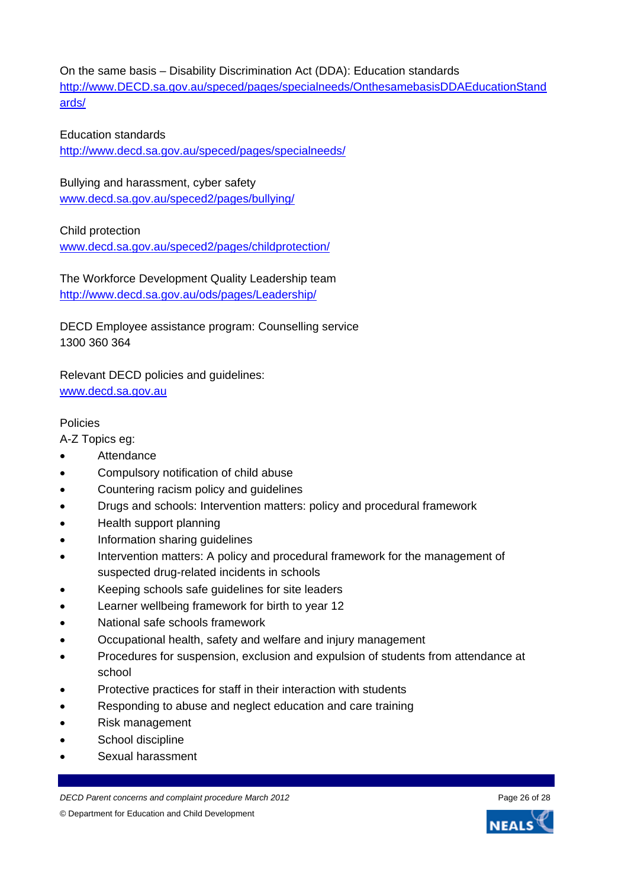On the same basis – Disability Discrimination Act (DDA): Education standards
http://www.DECD.sa.gov.au/speced/pages/specialneeds/OnthesamebasisDDAEducationStandards/

Education standards
http://www.decd.sa.gov.au/speced/pages/specialneeds/

Bullying and harassment, cyber safety
www.decd.sa.gov.au/speced2/pages/bullying/

Child protection
www.decd.sa.gov.au/speced2/pages/childprotection/

The Workforce Development Quality Leadership team
http://www.decd.sa.gov.au/ods/pages/Leadership/

DECD Employee assistance program: Counselling service
1300 360 364

Relevant DECD policies and guidelines:
www.decd.sa.gov.au

Policies
A-Z Topics eg:

- Attendance
- Compulsory notification of child abuse
- Countering racism policy and guidelines
- Drugs and schools: Intervention matters: policy and procedural framework
- Health support planning
- Information sharing guidelines
- Intervention matters: A policy and procedural framework for the management of suspected drug-related incidents in schools
- Keeping schools safe guidelines for site leaders
- Learner wellbeing framework for birth to year 12
- National safe schools framework
- Occupational health, safety and welfare and injury management
- Procedures for suspension, exclusion and expulsion of students from attendance at school
- Protective practices for staff in their interaction with students
- Responding to abuse and neglect education and care training
- Risk management
- School discipline
- Sexual harassment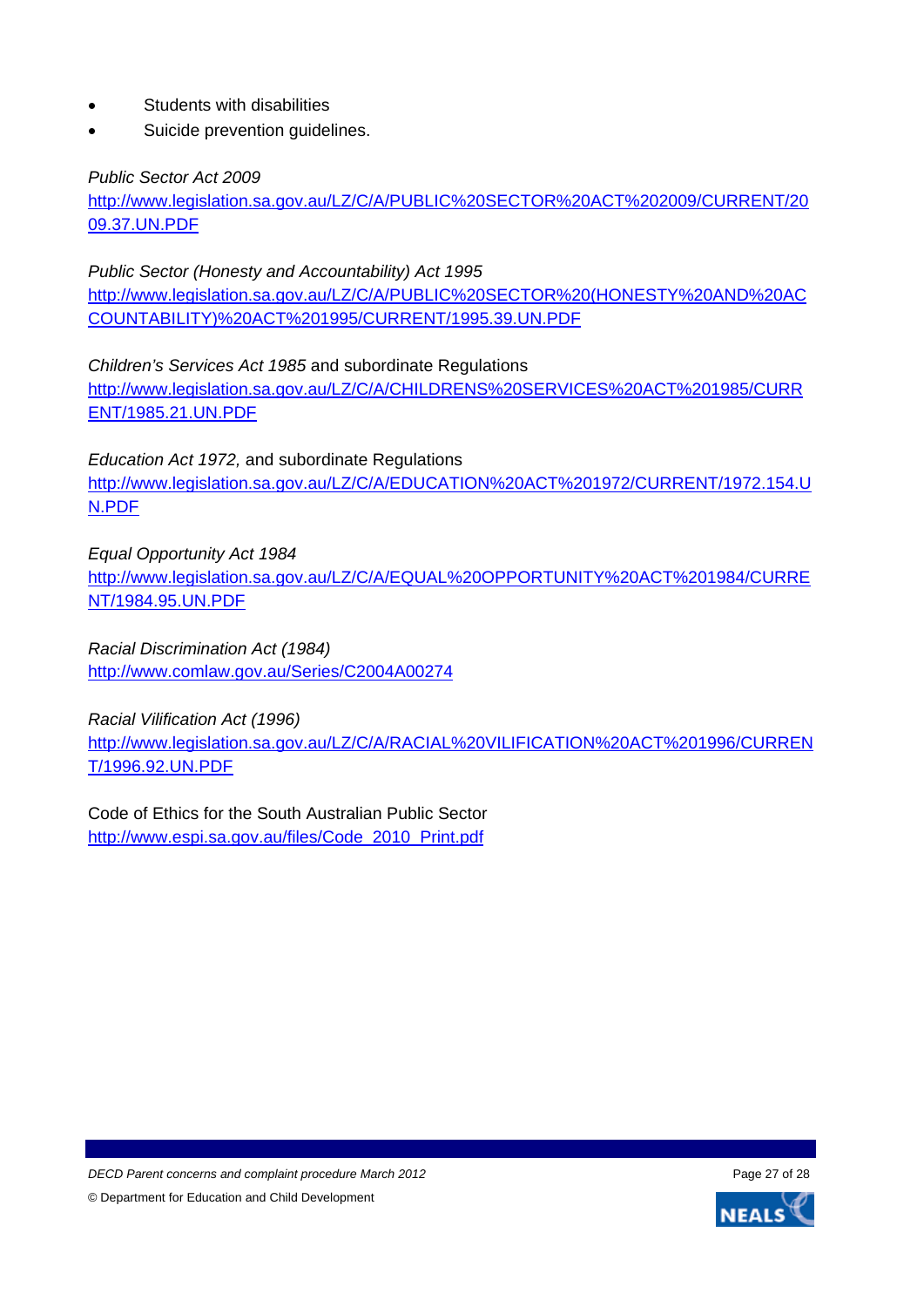- Students with disabilities
- Suicide prevention guidelines.

*Public Sector Act 2009*
http://www.legislation.sa.gov.au/LZ/C/A/PUBLIC%20SECTOR%20ACT%202009/CURRENT/2009.37.UN.PDF

*Public Sector (Honesty and Accountability) Act 1995*
http://www.legislation.sa.gov.au/LZ/C/A/PUBLIC%20SECTOR%20(HONESTY%20AND%20ACCOUNTABILITY)%20ACT%201995/CURRENT/1995.39.UN.PDF

*Children's Services Act 1985* and subordinate Regulations
http://www.legislation.sa.gov.au/LZ/C/A/CHILDRENS%20SERVICES%20ACT%201985/CURRENT/1985.21.UN.PDF

*Education Act 1972,* and subordinate Regulations
http://www.legislation.sa.gov.au/LZ/C/A/EDUCATION%20ACT%201972/CURRENT/1972.154.UN.PDF

*Equal Opportunity Act 1984*
http://www.legislation.sa.gov.au/LZ/C/A/EQUAL%20OPPORTUNITY%20ACT%201984/CURRENT/1984.95.UN.PDF

*Racial Discrimination Act (1984)*
http://www.comlaw.gov.au/Series/C2004A00274

*Racial Vilification Act (1996)*
http://www.legislation.sa.gov.au/LZ/C/A/RACIAL%20VILIFICATION%20ACT%201996/CURRENT/1996.92.UN.PDF

Code of Ethics for the South Australian Public Sector
http://www.espi.sa.gov.au/files/Code_2010_Print.pdf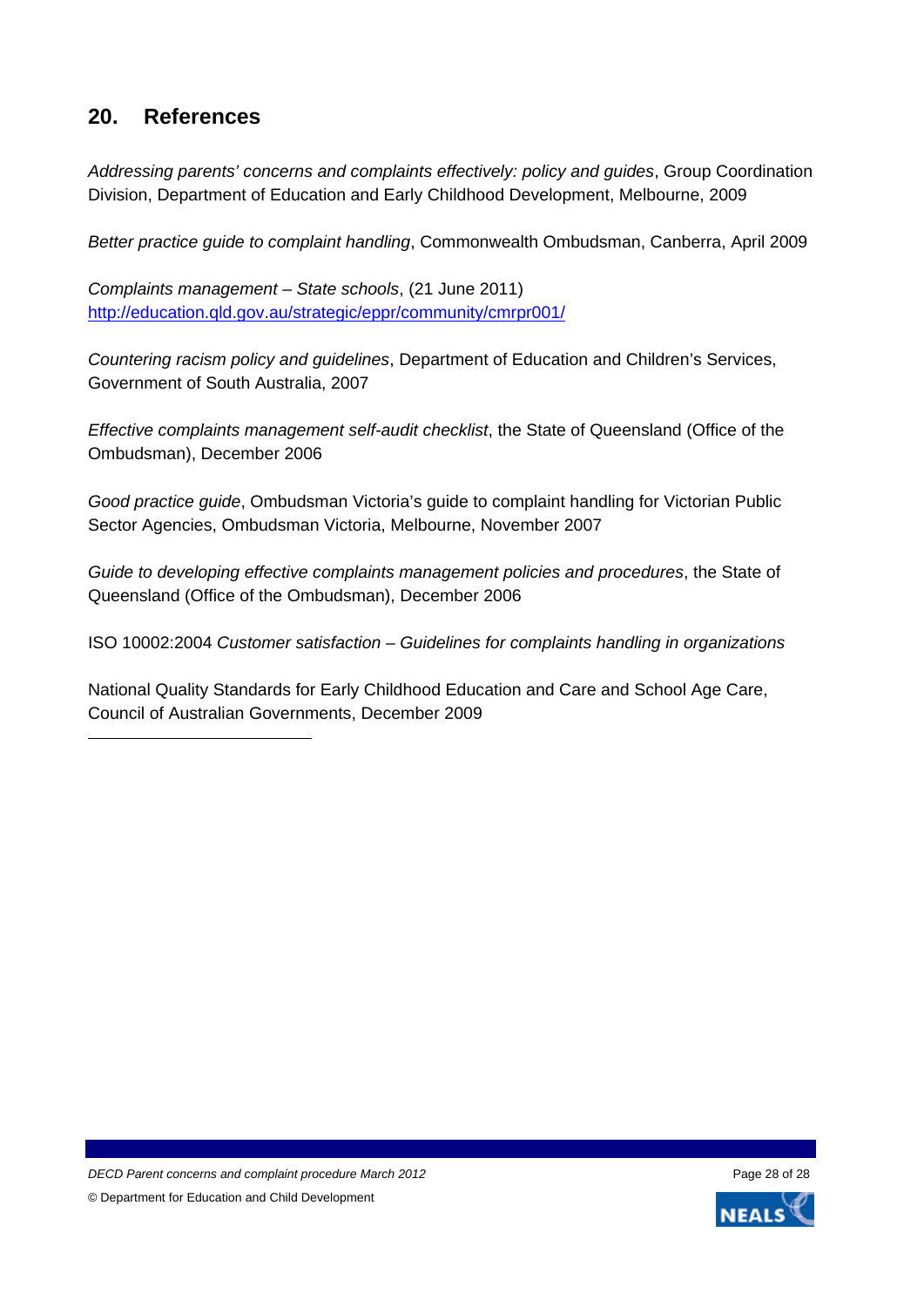## 20. References

*Addressing parents' concerns and complaints effectively: policy and guides*, Group Coordination Division, Department of Education and Early Childhood Development, Melbourne, 2009

*Better practice guide to complaint handling*, Commonwealth Ombudsman, Canberra, April 2009

*Complaints management – State schools*, (21 June 2011) [http://education.qld.gov.au/strategic/eppr/community/cmrpr001/](http://education.qld.gov.au/strategic/eppr/community/cmrpr001/)

*Countering racism policy and guidelines*, Department of Education and Children's Services, Government of South Australia, 2007

*Effective complaints management self-audit checklist*, the State of Queensland (Office of the Ombudsman), December 2006

*Good practice guide*, Ombudsman Victoria's guide to complaint handling for Victorian Public Sector Agencies, Ombudsman Victoria, Melbourne, November 2007

*Guide to developing effective complaints management policies and procedures*, the State of Queensland (Office of the Ombudsman), December 2006

ISO 10002:2004 *Customer satisfaction – Guidelines for complaints handling in organizations*

National Quality Standards for Early Childhood Education and Care and School Age Care, Council of Australian Governments, December 2009